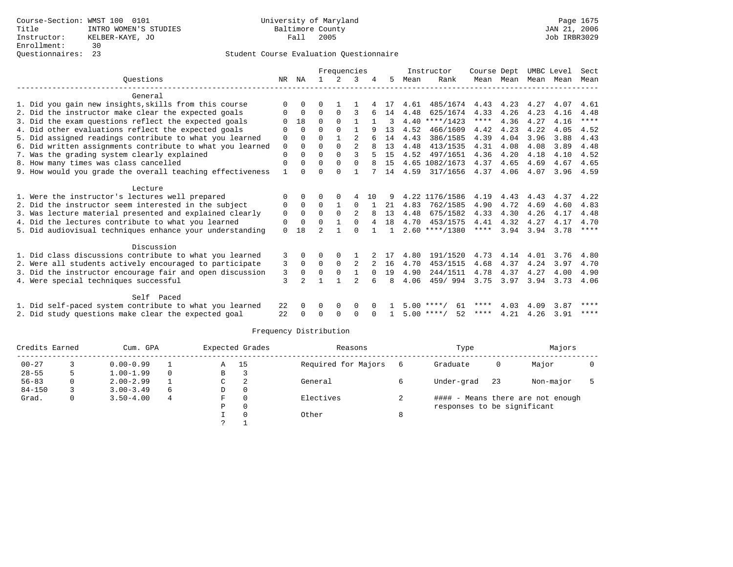Course-Section: WMST 100 0101
Title: INTRO WOMEN'S STUDIES
Instructor: KELBER-KAYE, JO
Enrollment: 30
Questionnaires: 23

University of Maryland
Baltimore County
Fall 2005

JAN 21, 2006
Job IRBR3029

## Student Course Evaluation Questionnaire

| Questions | NR | NA | 1 | 2 | 3 | 4 | 5 | Instructor Mean | Instructor Rank | Course Mean | Dept Mean | UMBC Mean | Level Mean | Sect Mean |
|---|---|---|---|---|---|---|---|---|---|---|---|---|---|---|
| **General** | | | | | | | | | | | | | | |
| 1. Did you gain new insights,skills from this course | 0 | 0 | 0 | 1 | 1 | 4 | 17 | 4.61 | 485/1674 | 4.43 | 4.23 | 4.27 | 4.07 | 4.61 |
| 2. Did the instructor make clear the expected goals | 0 | 0 | 0 | 0 | 3 | 6 | 14 | 4.48 | 625/1674 | 4.33 | 4.26 | 4.23 | 4.16 | 4.48 |
| 3. Did the exam questions reflect the expected goals | 0 | 18 | 0 | 0 | 1 | 1 | 3 | 4.40 | ****/1423 | **** | 4.36 | 4.27 | 4.16 | **** |
| 4. Did other evaluations reflect the expected goals | 0 | 0 | 0 | 0 | 1 | 9 | 13 | 4.52 | 466/1609 | 4.42 | 4.23 | 4.22 | 4.05 | 4.52 |
| 5. Did assigned readings contribute to what you learned | 0 | 0 | 0 | 1 | 2 | 6 | 14 | 4.43 | 386/1585 | 4.39 | 4.04 | 3.96 | 3.88 | 4.43 |
| 6. Did written assignments contribute to what you learned | 0 | 0 | 0 | 0 | 2 | 8 | 13 | 4.48 | 413/1535 | 4.31 | 4.08 | 4.08 | 3.89 | 4.48 |
| 7. Was the grading system clearly explained | 0 | 0 | 0 | 0 | 3 | 5 | 15 | 4.52 | 497/1651 | 4.36 | 4.20 | 4.18 | 4.10 | 4.52 |
| 8. How many times was class cancelled | 0 | 0 | 0 | 0 | 0 | 8 | 15 | 4.65 | 1082/1673 | 4.37 | 4.65 | 4.69 | 4.67 | 4.65 |
| 9. How would you grade the overall teaching effectiveness | 1 | 0 | 0 | 0 | 1 | 7 | 14 | 4.59 | 317/1656 | 4.37 | 4.06 | 4.07 | 3.96 | 4.59 |
| **Lecture** | | | | | | | | | | | | | | |
| 1. Were the instructor's lectures well prepared | 0 | 0 | 0 | 0 | 4 | 10 | 9 | 4.22 | 1176/1586 | 4.19 | 4.43 | 4.43 | 4.37 | 4.22 |
| 2. Did the instructor seem interested in the subject | 0 | 0 | 0 | 1 | 0 | 1 | 21 | 4.83 | 762/1585 | 4.90 | 4.72 | 4.69 | 4.60 | 4.83 |
| 3. Was lecture material presented and explained clearly | 0 | 0 | 0 | 0 | 2 | 8 | 13 | 4.48 | 675/1582 | 4.33 | 4.30 | 4.26 | 4.17 | 4.48 |
| 4. Did the lectures contribute to what you learned | 0 | 0 | 0 | 1 | 0 | 4 | 18 | 4.70 | 453/1575 | 4.41 | 4.32 | 4.27 | 4.17 | 4.70 |
| 5. Did audiovisual techniques enhance your understanding | 0 | 18 | 2 | 1 | 0 | 1 | 1 | 2.60 | ****/1380 | **** | 3.94 | 3.94 | 3.78 | **** |
| **Discussion** | | | | | | | | | | | | | | |
| 1. Did class discussions contribute to what you learned | 3 | 0 | 0 | 0 | 1 | 2 | 17 | 4.80 | 191/1520 | 4.73 | 4.14 | 4.01 | 3.76 | 4.80 |
| 2. Were all students actively encouraged to participate | 3 | 0 | 0 | 0 | 2 | 2 | 16 | 4.70 | 453/1515 | 4.68 | 4.37 | 4.24 | 3.97 | 4.70 |
| 3. Did the instructor encourage fair and open discussion | 3 | 0 | 0 | 0 | 1 | 0 | 19 | 4.90 | 244/1511 | 4.78 | 4.37 | 4.27 | 4.00 | 4.90 |
| 4. Were special techniques successful | 3 | 2 | 1 | 1 | 2 | 6 | 8 | 4.06 | 459/ 994 | 3.75 | 3.97 | 3.94 | 3.73 | 4.06 |
| **Self Paced** | | | | | | | | | | | | | | |
| 1. Did self-paced system contribute to what you learned | 22 | 0 | 0 | 0 | 0 | 0 | 1 | 5.00 | ****/ 61 | **** | 4.03 | 4.09 | 3.87 | **** |
| 2. Did study questions make clear the expected goal | 22 | 0 | 0 | 0 | 0 | 0 | 1 | 5.00 | ****/ 52 | **** | 4.21 | 4.26 | 3.91 | **** |

## Frequency Distribution

| Credits Earned | | Cum. GPA | | Expected Grades | | Reasons | | Type | | Majors | |
|---|---|---|---|---|---|---|---|---|---|---|---|
| 00-27 | 3 | 0.00-0.99 | 1 | A | 15 | Required for Majors | 6 | Graduate | 0 | Major | 0 |
| 28-55 | 5 | 1.00-1.99 | 0 | B | 3 | | | | | | |
| 56-83 | 0 | 2.00-2.99 | 1 | C | 2 | General | 6 | Under-grad | 23 | Non-major | 5 |
| 84-150 | 3 | 3.00-3.49 | 6 | D | 0 | | | | | | |
| Grad. | 0 | 3.50-4.00 | 4 | F | 0 | Electives | 2 | #### - Means there are not enough responses to be significant | | | |
| | | | | P | 0 | | | | | | |
| | | | | I | 0 | Other | 8 | | | | |
| | | | | ? | 1 | | | | | | |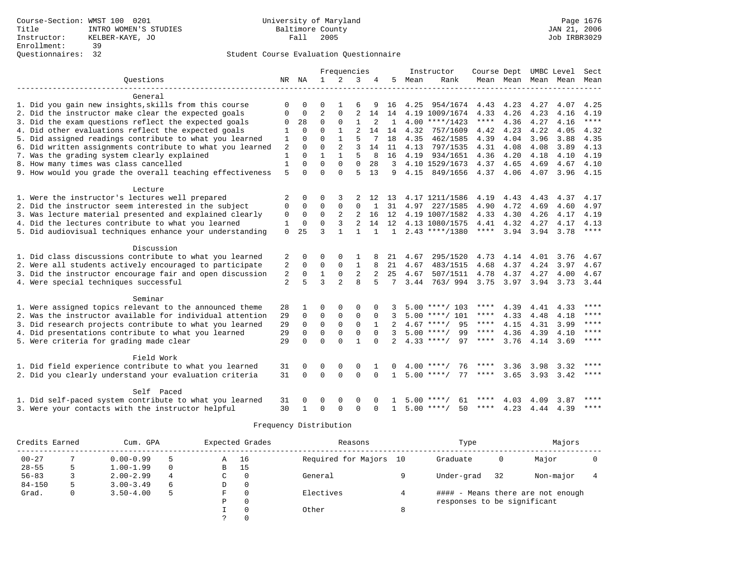Course-Section: WMST 100 0201
Title: INTRO WOMEN'S STUDIES
Instructor: KELBER-KAYE, JO
Enrollment: 39
Questionnaires: 32

University of Maryland
Baltimore County
Fall 2005

JAN 21, 2006
Job IRBR3029

## Student Course Evaluation Questionnaire

| Questions | NR | NA | 1 | 2 | 3 | 4 | 5 | Instructor Mean | Rank | Course Mean | Dept Mean | UMBC Mean | Level Mean | Sect Mean |
|---|---|---|---|---|---|---|---|---|---|---|---|---|---|---|
| **General** | | | | | | | | | | | | | | |
| 1. Did you gain new insights,skills from this course | 0 | 0 | 0 | 1 | 6 | 9 | 16 | 4.25 | 954/1674 | 4.43 | 4.23 | 4.27 | 4.07 | 4.25 |
| 2. Did the instructor make clear the expected goals | 0 | 0 | 2 | 0 | 2 | 14 | 14 | 4.19 | 1009/1674 | 4.33 | 4.26 | 4.23 | 4.16 | 4.19 |
| 3. Did the exam questions reflect the expected goals | 0 | 28 | 0 | 0 | 1 | 2 | 1 | 4.00 | ****/1423 | **** | 4.36 | 4.27 | 4.16 | **** |
| 4. Did other evaluations reflect the expected goals | 1 | 0 | 0 | 1 | 2 | 14 | 14 | 4.32 | 757/1609 | 4.42 | 4.23 | 4.22 | 4.05 | 4.32 |
| 5. Did assigned readings contribute to what you learned | 1 | 0 | 0 | 1 | 5 | 7 | 18 | 4.35 | 462/1585 | 4.39 | 4.04 | 3.96 | 3.88 | 4.35 |
| 6. Did written assignments contribute to what you learned | 2 | 0 | 0 | 2 | 3 | 14 | 11 | 4.13 | 797/1535 | 4.31 | 4.08 | 4.08 | 3.89 | 4.13 |
| 7. Was the grading system clearly explained | 1 | 0 | 1 | 1 | 5 | 8 | 16 | 4.19 | 934/1651 | 4.36 | 4.20 | 4.18 | 4.10 | 4.19 |
| 8. How many times was class cancelled | 1 | 0 | 0 | 0 | 0 | 28 | 3 | 4.10 | 1529/1673 | 4.37 | 4.65 | 4.69 | 4.67 | 4.10 |
| 9. How would you grade the overall teaching effectiveness | 5 | 0 | 0 | 0 | 5 | 13 | 9 | 4.15 | 849/1656 | 4.37 | 4.06 | 4.07 | 3.96 | 4.15 |
| **Lecture** | | | | | | | | | | | | | | |
| 1. Were the instructor's lectures well prepared | 2 | 0 | 0 | 3 | 2 | 12 | 13 | 4.17 | 1211/1586 | 4.19 | 4.43 | 4.43 | 4.37 | 4.17 |
| 2. Did the instructor seem interested in the subject | 0 | 0 | 0 | 0 | 0 | 1 | 31 | 4.97 | 227/1585 | 4.90 | 4.72 | 4.69 | 4.60 | 4.97 |
| 3. Was lecture material presented and explained clearly | 0 | 0 | 0 | 2 | 2 | 16 | 12 | 4.19 | 1007/1582 | 4.33 | 4.30 | 4.26 | 4.17 | 4.19 |
| 4. Did the lectures contribute to what you learned | 1 | 0 | 0 | 3 | 2 | 14 | 12 | 4.13 | 1080/1575 | 4.41 | 4.32 | 4.27 | 4.17 | 4.13 |
| 5. Did audiovisual techniques enhance your understanding | 0 | 25 | 3 | 1 | 1 | 1 | 1 | 2.43 | ****/1380 | **** | 3.94 | 3.94 | 3.78 | **** |
| **Discussion** | | | | | | | | | | | | | | |
| 1. Did class discussions contribute to what you learned | 2 | 0 | 0 | 0 | 1 | 8 | 21 | 4.67 | 295/1520 | 4.73 | 4.14 | 4.01 | 3.76 | 4.67 |
| 2. Were all students actively encouraged to participate | 2 | 0 | 0 | 0 | 1 | 8 | 21 | 4.67 | 483/1515 | 4.68 | 4.37 | 4.24 | 3.97 | 4.67 |
| 3. Did the instructor encourage fair and open discussion | 2 | 0 | 1 | 0 | 2 | 2 | 25 | 4.67 | 507/1511 | 4.78 | 4.37 | 4.27 | 4.00 | 4.67 |
| 4. Were special techniques successful | 2 | 5 | 3 | 2 | 8 | 5 | 7 | 3.44 | 763/ 994 | 3.75 | 3.97 | 3.94 | 3.73 | 3.44 |
| **Seminar** | | | | | | | | | | | | | | |
| 1. Were assigned topics relevant to the announced theme | 28 | 1 | 0 | 0 | 0 | 0 | 3 | 5.00 | ****/ 103 | **** | 4.39 | 4.41 | 4.33 | **** |
| 2. Was the instructor available for individual attention | 29 | 0 | 0 | 0 | 0 | 0 | 3 | 5.00 | ****/ 101 | **** | 4.33 | 4.48 | 4.18 | **** |
| 3. Did research projects contribute to what you learned | 29 | 0 | 0 | 0 | 0 | 1 | 2 | 4.67 | ****/ 95 | **** | 4.15 | 4.31 | 3.99 | **** |
| 4. Did presentations contribute to what you learned | 29 | 0 | 0 | 0 | 0 | 0 | 3 | 5.00 | ****/ 99 | **** | 4.36 | 4.39 | 4.10 | **** |
| 5. Were criteria for grading made clear | 29 | 0 | 0 | 0 | 1 | 0 | 2 | 4.33 | ****/ 97 | **** | 3.76 | 4.14 | 3.69 | **** |
| **Field Work** | | | | | | | | | | | | | | |
| 1. Did field experience contribute to what you learned | 31 | 0 | 0 | 0 | 0 | 1 | 0 | 4.00 | ****/ 76 | **** | 3.36 | 3.98 | 3.32 | **** |
| 2. Did you clearly understand your evaluation criteria | 31 | 0 | 0 | 0 | 0 | 0 | 1 | 5.00 | ****/ 77 | **** | 3.65 | 3.93 | 3.42 | **** |
| **Self Paced** | | | | | | | | | | | | | | |
| 1. Did self-paced system contribute to what you learned | 31 | 0 | 0 | 0 | 0 | 0 | 1 | 5.00 | ****/ 61 | **** | 4.03 | 4.09 | 3.87 | **** |
| 3. Were your contacts with the instructor helpful | 30 | 1 | 0 | 0 | 0 | 0 | 1 | 5.00 | ****/ 50 | **** | 4.23 | 4.44 | 4.39 | **** |

### Frequency Distribution

| Credits Earned | | Cum. GPA | | Expected Grades | | Reasons | | Type | | Majors | |
|---|---|---|---|---|---|---|---|---|---|---|---|
| 00-27 | 7 | 0.00-0.99 | 5 | A | 16 | Required for Majors | 10 | Graduate | 0 | Major | 0 |
| 28-55 | 5 | 1.00-1.99 | 0 | B | 15 | | | | | | |
| 56-83 | 3 | 2.00-2.99 | 4 | C | 0 | General | 9 | Under-grad | 32 | Non-major | 4 |
| 84-150 | 5 | 3.00-3.49 | 6 | D | 0 | | | | | | |
| Grad. | 0 | 3.50-4.00 | 5 | F | 0 | Electives | 4 | | | | |
| | | | | P | 0 | | | | | | |
| | | | | I | 0 | Other | 8 | | | | |
| | | | | ? | 0 | | | | | | |

#### - Means there are not enough responses to be significant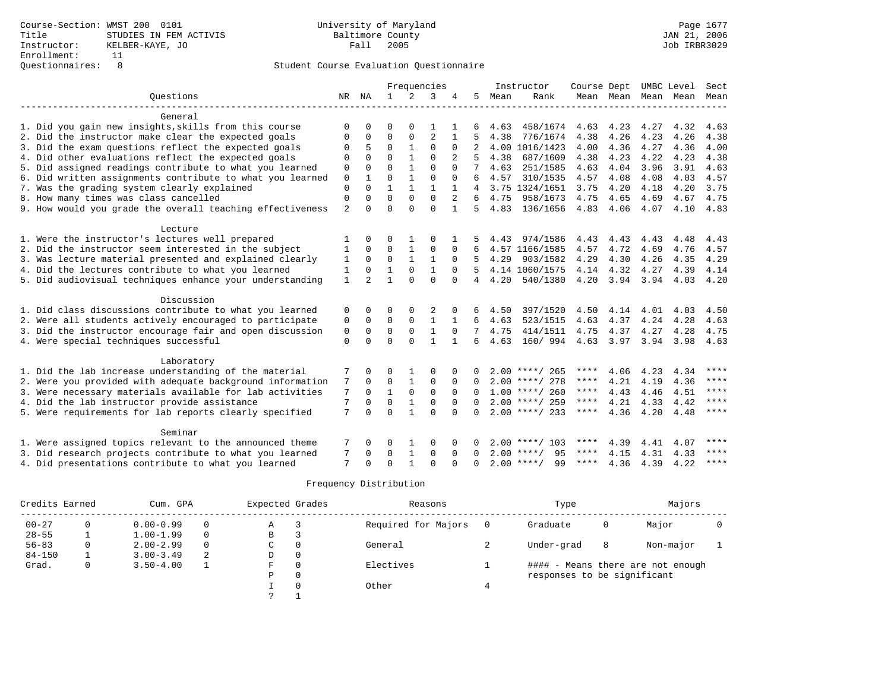Course-Section: WMST 200 0101
Title: STUDIES IN FEM ACTIVIS
Instructor: KELBER-KAYE, JO
Enrollment: 11
Questionnaires: 8

University of Maryland
Baltimore County
Fall 2005

JAN 21, 2006
Job IRBR3029

## Student Course Evaluation Questionnaire

| Questions | NR | NA | 1 | 2 | 3 | 4 | 5 | Instructor Mean | Rank | Course Mean | Dept Mean | UMBC Mean | Level Mean | Sect Mean |
|---|---|---|---|---|---|---|---|---|---|---|---|---|---|---|
| **General** | | | | | | | | | | | | | | |
| 1. Did you gain new insights,skills from this course | 0 | 0 | 0 | 0 | 1 | 1 | 6 | 4.63 | 458/1674 | 4.63 | 4.23 | 4.27 | 4.32 | 4.63 |
| 2. Did the instructor make clear the expected goals | 0 | 0 | 0 | 0 | 2 | 1 | 5 | 4.38 | 776/1674 | 4.38 | 4.26 | 4.23 | 4.26 | 4.38 |
| 3. Did the exam questions reflect the expected goals | 0 | 5 | 0 | 1 | 0 | 0 | 2 | 4.00 | 1016/1423 | 4.00 | 4.36 | 4.27 | 4.36 | 4.00 |
| 4. Did other evaluations reflect the expected goals | 0 | 0 | 0 | 1 | 0 | 2 | 5 | 4.38 | 687/1609 | 4.38 | 4.23 | 4.22 | 4.23 | 4.38 |
| 5. Did assigned readings contribute to what you learned | 0 | 0 | 0 | 1 | 0 | 0 | 7 | 4.63 | 251/1585 | 4.63 | 4.04 | 3.96 | 3.91 | 4.63 |
| 6. Did written assignments contribute to what you learned | 0 | 1 | 0 | 1 | 0 | 0 | 6 | 4.57 | 310/1535 | 4.57 | 4.08 | 4.08 | 4.03 | 4.57 |
| 7. Was the grading system clearly explained | 0 | 0 | 1 | 1 | 1 | 1 | 4 | 3.75 | 1324/1651 | 3.75 | 4.20 | 4.18 | 4.20 | 3.75 |
| 8. How many times was class cancelled | 0 | 0 | 0 | 0 | 0 | 2 | 6 | 4.75 | 958/1673 | 4.75 | 4.65 | 4.69 | 4.67 | 4.75 |
| 9. How would you grade the overall teaching effectiveness | 2 | 0 | 0 | 0 | 0 | 1 | 5 | 4.83 | 136/1656 | 4.83 | 4.06 | 4.07 | 4.10 | 4.83 |
| **Lecture** | | | | | | | | | | | | | | |
| 1. Were the instructor's lectures well prepared | 1 | 0 | 0 | 1 | 0 | 1 | 5 | 4.43 | 974/1586 | 4.43 | 4.43 | 4.43 | 4.48 | 4.43 |
| 2. Did the instructor seem interested in the subject | 1 | 0 | 0 | 1 | 0 | 0 | 6 | 4.57 | 1166/1585 | 4.57 | 4.72 | 4.69 | 4.76 | 4.57 |
| 3. Was lecture material presented and explained clearly | 1 | 0 | 0 | 1 | 1 | 0 | 5 | 4.29 | 903/1582 | 4.29 | 4.30 | 4.26 | 4.35 | 4.29 |
| 4. Did the lectures contribute to what you learned | 1 | 0 | 1 | 0 | 1 | 0 | 5 | 4.14 | 1060/1575 | 4.14 | 4.32 | 4.27 | 4.39 | 4.14 |
| 5. Did audiovisual techniques enhance your understanding | 1 | 2 | 1 | 0 | 0 | 0 | 4 | 4.20 | 540/1380 | 4.20 | 3.94 | 3.94 | 4.03 | 4.20 |
| **Discussion** | | | | | | | | | | | | | | |
| 1. Did class discussions contribute to what you learned | 0 | 0 | 0 | 0 | 2 | 0 | 6 | 4.50 | 397/1520 | 4.50 | 4.14 | 4.01 | 4.03 | 4.50 |
| 2. Were all students actively encouraged to participate | 0 | 0 | 0 | 0 | 1 | 1 | 6 | 4.63 | 523/1515 | 4.63 | 4.37 | 4.24 | 4.28 | 4.63 |
| 3. Did the instructor encourage fair and open discussion | 0 | 0 | 0 | 0 | 1 | 0 | 7 | 4.75 | 414/1511 | 4.75 | 4.37 | 4.27 | 4.28 | 4.75 |
| 4. Were special techniques successful | 0 | 0 | 0 | 0 | 1 | 1 | 6 | 4.63 | 160/ 994 | 4.63 | 3.97 | 3.94 | 3.98 | 4.63 |
| **Laboratory** | | | | | | | | | | | | | | |
| 1. Did the lab increase understanding of the material | 7 | 0 | 0 | 1 | 0 | 0 | 0 | 2.00 | ****/ 265 | **** | 4.06 | 4.23 | 4.34 | **** |
| 2. Were you provided with adequate background information | 7 | 0 | 0 | 1 | 0 | 0 | 0 | 2.00 | ****/ 278 | **** | 4.21 | 4.19 | 4.36 | **** |
| 3. Were necessary materials available for lab activities | 7 | 0 | 1 | 0 | 0 | 0 | 0 | 1.00 | ****/ 260 | **** | 4.43 | 4.46 | 4.51 | **** |
| 4. Did the lab instructor provide assistance | 7 | 0 | 0 | 1 | 0 | 0 | 0 | 2.00 | ****/ 259 | **** | 4.21 | 4.33 | 4.42 | **** |
| 5. Were requirements for lab reports clearly specified | 7 | 0 | 0 | 1 | 0 | 0 | 0 | 2.00 | ****/ 233 | **** | 4.36 | 4.20 | 4.48 | **** |
| **Seminar** | | | | | | | | | | | | | | |
| 1. Were assigned topics relevant to the announced theme | 7 | 0 | 0 | 1 | 0 | 0 | 0 | 2.00 | ****/ 103 | **** | 4.39 | 4.41 | 4.07 | **** |
| 3. Did research projects contribute to what you learned | 7 | 0 | 0 | 1 | 0 | 0 | 0 | 2.00 | ****/ 95 | **** | 4.15 | 4.31 | 4.33 | **** |
| 4. Did presentations contribute to what you learned | 7 | 0 | 0 | 1 | 0 | 0 | 0 | 2.00 | ****/ 99 | **** | 4.36 | 4.39 | 4.22 | **** |

## Frequency Distribution

| Credits Earned | | Cum. GPA | | Expected Grades | | Reasons | | Type | | Majors | |
|---|---|---|---|---|---|---|---|---|---|---|---|
| 00-27 | 0 | 0.00-0.99 | 0 | A | 3 | Required for Majors | 0 | Graduate | 0 | Major | 0 |
| 28-55 | 1 | 1.00-1.99 | 0 | B | 3 | | | | | | |
| 56-83 | 0 | 2.00-2.99 | 0 | C | 0 | General | 2 | Under-grad | 8 | Non-major | 1 |
| 84-150 | 1 | 3.00-3.49 | 2 | D | 0 | | | | | | |
| Grad. | 0 | 3.50-4.00 | 1 | F | 0 | Electives | 1 | #### - Means there are not enough responses to be significant | | | |
| | | | | P | 0 | | | | | | |
| | | | | I | 0 | Other | 4 | | | | |
| | | | | ? | 1 | | | | | | |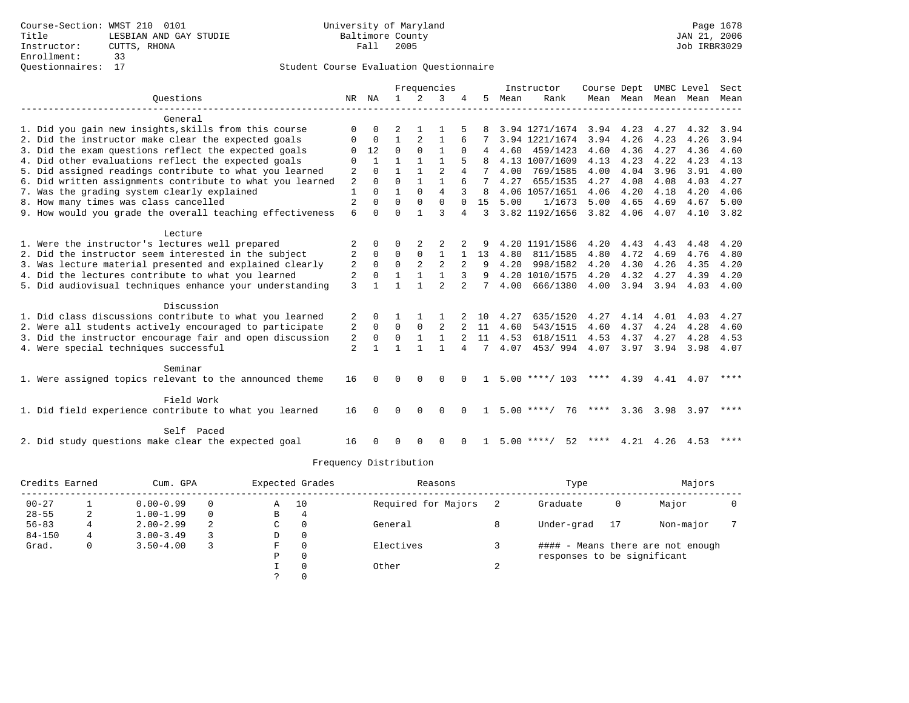Course-Section: WMST 210 0101
Title: LESBIAN AND GAY STUDIE
Instructor: CUTTS, RHONA
Enrollment: 33
Questionnaires: 17

University of Maryland
Baltimore County
Fall 2005

Page 1678
JAN 21, 2006
Job IRBR3029

Student Course Evaluation Questionnaire

| Questions | NR | NA | 1 | 2 | 3 | 4 | 5 | Instructor Mean | Rank | Course Mean | Dept Mean | UMBC Mean | Level Mean | Sect Mean |
|---|---|---|---|---|---|---|---|---|---|---|---|---|---|---|
| **General** | | | | | | | | | | | | | | |
| 1. Did you gain new insights,skills from this course | 0 | 0 | 2 | 1 | 1 | 5 | 8 | 3.94 | 1271/1674 | 3.94 | 4.23 | 4.27 | 4.32 | 3.94 |
| 2. Did the instructor make clear the expected goals | 0 | 0 | 1 | 2 | 1 | 6 | 7 | 3.94 | 1221/1674 | 3.94 | 4.26 | 4.23 | 4.26 | 3.94 |
| 3. Did the exam questions reflect the expected goals | 0 | 12 | 0 | 0 | 1 | 0 | 4 | 4.60 | 459/1423 | 4.60 | 4.36 | 4.27 | 4.36 | 4.60 |
| 4. Did other evaluations reflect the expected goals | 0 | 1 | 1 | 1 | 1 | 5 | 8 | 4.13 | 1007/1609 | 4.13 | 4.23 | 4.22 | 4.23 | 4.13 |
| 5. Did assigned readings contribute to what you learned | 2 | 0 | 1 | 1 | 2 | 4 | 7 | 4.00 | 769/1585 | 4.00 | 4.04 | 3.96 | 3.91 | 4.00 |
| 6. Did written assignments contribute to what you learned | 2 | 0 | 0 | 1 | 1 | 6 | 7 | 4.27 | 655/1535 | 4.27 | 4.08 | 4.08 | 4.03 | 4.27 |
| 7. Was the grading system clearly explained | 1 | 0 | 1 | 0 | 4 | 3 | 8 | 4.06 | 1057/1651 | 4.06 | 4.20 | 4.18 | 4.20 | 4.06 |
| 8. How many times was class cancelled | 2 | 0 | 0 | 0 | 0 | 0 | 15 | 5.00 | 1/1673 | 5.00 | 4.65 | 4.69 | 4.67 | 5.00 |
| 9. How would you grade the overall teaching effectiveness | 6 | 0 | 0 | 1 | 3 | 4 | 3 | 3.82 | 1192/1656 | 3.82 | 4.06 | 4.07 | 4.10 | 3.82 |
| **Lecture** | | | | | | | | | | | | | | |
| 1. Were the instructor's lectures well prepared | 2 | 0 | 0 | 2 | 2 | 2 | 9 | 4.20 | 1191/1586 | 4.20 | 4.43 | 4.43 | 4.48 | 4.20 |
| 2. Did the instructor seem interested in the subject | 2 | 0 | 0 | 0 | 1 | 1 | 13 | 4.80 | 811/1585 | 4.80 | 4.72 | 4.69 | 4.76 | 4.80 |
| 3. Was lecture material presented and explained clearly | 2 | 0 | 0 | 2 | 2 | 2 | 9 | 4.20 | 998/1582 | 4.20 | 4.30 | 4.26 | 4.35 | 4.20 |
| 4. Did the lectures contribute to what you learned | 2 | 0 | 1 | 1 | 1 | 3 | 9 | 4.20 | 1010/1575 | 4.20 | 4.32 | 4.27 | 4.39 | 4.20 |
| 5. Did audiovisual techniques enhance your understanding | 3 | 1 | 1 | 1 | 2 | 2 | 7 | 4.00 | 666/1380 | 4.00 | 3.94 | 3.94 | 4.03 | 4.00 |
| **Discussion** | | | | | | | | | | | | | | |
| 1. Did class discussions contribute to what you learned | 2 | 0 | 1 | 1 | 1 | 2 | 10 | 4.27 | 635/1520 | 4.27 | 4.14 | 4.01 | 4.03 | 4.27 |
| 2. Were all students actively encouraged to participate | 2 | 0 | 0 | 0 | 2 | 2 | 11 | 4.60 | 543/1515 | 4.60 | 4.37 | 4.24 | 4.28 | 4.60 |
| 3. Did the instructor encourage fair and open discussion | 2 | 0 | 0 | 1 | 1 | 2 | 11 | 4.53 | 618/1511 | 4.53 | 4.37 | 4.27 | 4.28 | 4.53 |
| 4. Were special techniques successful | 2 | 1 | 1 | 1 | 1 | 4 | 7 | 4.07 | 453/ 994 | 4.07 | 3.97 | 3.94 | 3.98 | 4.07 |
| **Seminar** | | | | | | | | | | | | | | |
| 1. Were assigned topics relevant to the announced theme | 16 | 0 | 0 | 0 | 0 | 0 | 1 | 5.00 | \*\*\*\*/ 103 | \*\*\*\* | 4.39 | 4.41 | 4.07 | \*\*\*\* |
| **Field Work** | | | | | | | | | | | | | | |
| 1. Did field experience contribute to what you learned | 16 | 0 | 0 | 0 | 0 | 0 | 1 | 5.00 | \*\*\*\*/ 76 | \*\*\*\* | 3.36 | 3.98 | 3.97 | \*\*\*\* |
| **Self Paced** | | | | | | | | | | | | | | |
| 2. Did study questions make clear the expected goal | 16 | 0 | 0 | 0 | 0 | 0 | 1 | 5.00 | \*\*\*\*/ 52 | \*\*\*\* | 4.21 | 4.26 | 4.53 | \*\*\*\* |

Frequency Distribution

| Credits Earned | | Cum. GPA | | Expected Grades | | Reasons | | Type | | Majors | |
|---|---|---|---|---|---|---|---|---|---|---|---|
| 00-27 | 1 | 0.00-0.99 | 0 | A | 10 | Required for Majors | 2 | Graduate | 0 | Major | 0 |
| 28-55 | 2 | 1.00-1.99 | 0 | B | 4 | | | | | | |
| 56-83 | 4 | 2.00-2.99 | 2 | C | 0 | General | 8 | Under-grad | 17 | Non-major | 7 |
| 84-150 | 4 | 3.00-3.49 | 3 | D | 0 | | | | | | |
| Grad. | 0 | 3.50-4.00 | 3 | F | 0 | Electives | 3 | #### - Means there are not enough responses to be significant | | | |
| | | | | P | 0 | | | | | | |
| | | | | I | 0 | Other | 2 | | | | |
| | | | | ? | 0 | | | | | | |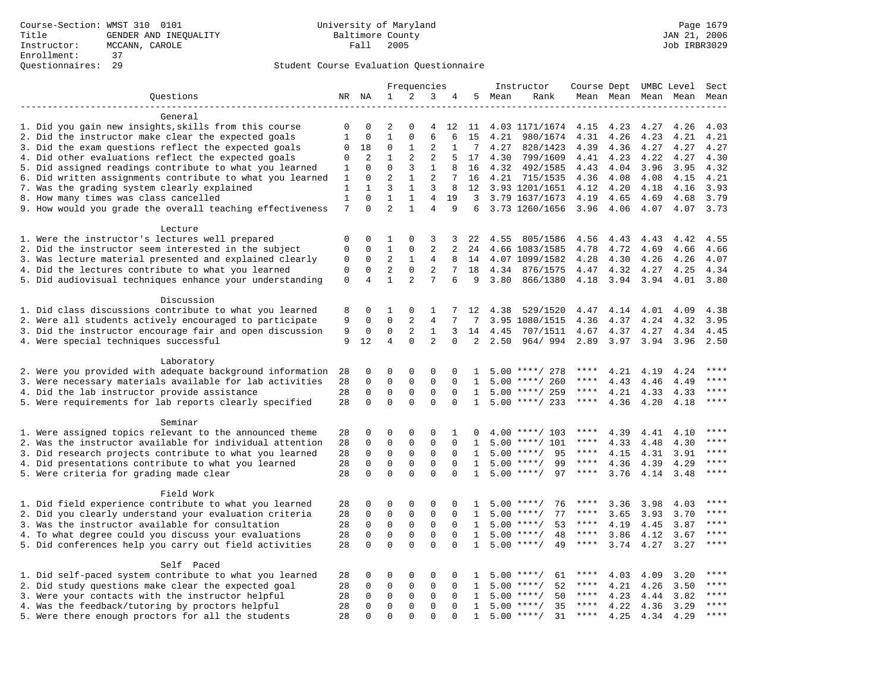Course-Section: WMST 310 0101
Title: GENDER AND INEQUALITY
Instructor: MCCANN, CAROLE
Enrollment: 37
Questionnaires: 29

University of Maryland
Baltimore County
Fall 2005

JAN 21, 2006
Job IRBR3029

## Student Course Evaluation Questionnaire

| Questions | NR | NA | 1 | 2 | 3 | 4 | 5 | Instructor Mean | Rank | Course Mean | Dept Mean | UMBC Mean | Level Mean | Sect Mean |
|---|---|---|---|---|---|---|---|---|---|---|---|---|---|---|
| **General** | | | | | | | | | | | | | | |
| 1. Did you gain new insights,skills from this course | 0 | 0 | 2 | 0 | 4 | 12 | 11 | 4.03 | 1171/1674 | 4.15 | 4.23 | 4.27 | 4.26 | 4.03 |
| 2. Did the instructor make clear the expected goals | 1 | 0 | 1 | 0 | 6 | 6 | 15 | 4.21 | 980/1674 | 4.31 | 4.26 | 4.23 | 4.21 | 4.21 |
| 3. Did the exam questions reflect the expected goals | 0 | 18 | 0 | 1 | 2 | 1 | 7 | 4.27 | 828/1423 | 4.39 | 4.36 | 4.27 | 4.27 | 4.27 |
| 4. Did other evaluations reflect the expected goals | 0 | 2 | 1 | 2 | 2 | 5 | 17 | 4.30 | 799/1609 | 4.41 | 4.23 | 4.22 | 4.27 | 4.30 |
| 5. Did assigned readings contribute to what you learned | 1 | 0 | 0 | 3 | 1 | 8 | 16 | 4.32 | 492/1585 | 4.43 | 4.04 | 3.96 | 3.95 | 4.32 |
| 6. Did written assignments contribute to what you learned | 1 | 0 | 2 | 1 | 2 | 7 | 16 | 4.21 | 715/1535 | 4.36 | 4.08 | 4.08 | 4.15 | 4.21 |
| 7. Was the grading system clearly explained | 1 | 1 | 3 | 1 | 3 | 8 | 12 | 3.93 | 1201/1651 | 4.12 | 4.20 | 4.18 | 4.16 | 3.93 |
| 8. How many times was class cancelled | 1 | 0 | 1 | 1 | 4 | 19 | 3 | 3.79 | 1637/1673 | 4.19 | 4.65 | 4.69 | 4.68 | 3.79 |
| 9. How would you grade the overall teaching effectiveness | 7 | 0 | 2 | 1 | 4 | 9 | 6 | 3.73 | 1260/1656 | 3.96 | 4.06 | 4.07 | 4.07 | 3.73 |
| **Lecture** | | | | | | | | | | | | | | |
| 1. Were the instructor's lectures well prepared | 0 | 0 | 1 | 0 | 3 | 3 | 22 | 4.55 | 805/1586 | 4.56 | 4.43 | 4.43 | 4.42 | 4.55 |
| 2. Did the instructor seem interested in the subject | 0 | 0 | 1 | 0 | 2 | 2 | 24 | 4.66 | 1083/1585 | 4.78 | 4.72 | 4.69 | 4.66 | 4.66 |
| 3. Was lecture material presented and explained clearly | 0 | 0 | 2 | 1 | 4 | 8 | 14 | 4.07 | 1099/1582 | 4.28 | 4.30 | 4.26 | 4.26 | 4.07 |
| 4. Did the lectures contribute to what you learned | 0 | 0 | 2 | 0 | 2 | 7 | 18 | 4.34 | 876/1575 | 4.47 | 4.32 | 4.27 | 4.25 | 4.34 |
| 5. Did audiovisual techniques enhance your understanding | 0 | 4 | 1 | 2 | 7 | 6 | 9 | 3.80 | 866/1380 | 4.18 | 3.94 | 3.94 | 4.01 | 3.80 |
| **Discussion** | | | | | | | | | | | | | | |
| 1. Did class discussions contribute to what you learned | 8 | 0 | 1 | 0 | 1 | 7 | 12 | 4.38 | 529/1520 | 4.47 | 4.14 | 4.01 | 4.09 | 4.38 |
| 2. Were all students actively encouraged to participate | 9 | 0 | 0 | 2 | 4 | 7 | 7 | 3.95 | 1080/1515 | 4.36 | 4.37 | 4.24 | 4.32 | 3.95 |
| 3. Did the instructor encourage fair and open discussion | 9 | 0 | 0 | 2 | 1 | 3 | 14 | 4.45 | 707/1511 | 4.67 | 4.37 | 4.27 | 4.34 | 4.45 |
| 4. Were special techniques successful | 9 | 12 | 4 | 0 | 2 | 0 | 2 | 2.50 | 964/ 994 | 2.89 | 3.97 | 3.94 | 3.96 | 2.50 |
| **Laboratory** | | | | | | | | | | | | | | |
| 2. Were you provided with adequate background information | 28 | 0 | 0 | 0 | 0 | 0 | 1 | 5.00 | ****/ 278 | **** | 4.21 | 4.19 | 4.24 | **** |
| 3. Were necessary materials available for lab activities | 28 | 0 | 0 | 0 | 0 | 0 | 1 | 5.00 | ****/ 260 | **** | 4.43 | 4.46 | 4.49 | **** |
| 4. Did the lab instructor provide assistance | 28 | 0 | 0 | 0 | 0 | 0 | 1 | 5.00 | ****/ 259 | **** | 4.21 | 4.33 | 4.33 | **** |
| 5. Were requirements for lab reports clearly specified | 28 | 0 | 0 | 0 | 0 | 0 | 1 | 5.00 | ****/ 233 | **** | 4.36 | 4.20 | 4.18 | **** |
| **Seminar** | | | | | | | | | | | | | | |
| 1. Were assigned topics relevant to the announced theme | 28 | 0 | 0 | 0 | 0 | 1 | 0 | 4.00 | ****/ 103 | **** | 4.39 | 4.41 | 4.10 | **** |
| 2. Was the instructor available for individual attention | 28 | 0 | 0 | 0 | 0 | 0 | 1 | 5.00 | ****/ 101 | **** | 4.33 | 4.48 | 4.30 | **** |
| 3. Did research projects contribute to what you learned | 28 | 0 | 0 | 0 | 0 | 0 | 1 | 5.00 | ****/ 95 | **** | 4.15 | 4.31 | 3.91 | **** |
| 4. Did presentations contribute to what you learned | 28 | 0 | 0 | 0 | 0 | 0 | 1 | 5.00 | ****/ 99 | **** | 4.36 | 4.39 | 4.29 | **** |
| 5. Were criteria for grading made clear | 28 | 0 | 0 | 0 | 0 | 0 | 1 | 5.00 | ****/ 97 | **** | 3.76 | 4.14 | 3.48 | **** |
| **Field Work** | | | | | | | | | | | | | | |
| 1. Did field experience contribute to what you learned | 28 | 0 | 0 | 0 | 0 | 0 | 1 | 5.00 | ****/ 76 | **** | 3.36 | 3.98 | 4.03 | **** |
| 2. Did you clearly understand your evaluation criteria | 28 | 0 | 0 | 0 | 0 | 0 | 1 | 5.00 | ****/ 77 | **** | 3.65 | 3.93 | 3.70 | **** |
| 3. Was the instructor available for consultation | 28 | 0 | 0 | 0 | 0 | 0 | 1 | 5.00 | ****/ 53 | **** | 4.19 | 4.45 | 3.87 | **** |
| 4. To what degree could you discuss your evaluations | 28 | 0 | 0 | 0 | 0 | 0 | 1 | 5.00 | ****/ 48 | **** | 3.86 | 4.12 | 3.67 | **** |
| 5. Did conferences help you carry out field activities | 28 | 0 | 0 | 0 | 0 | 0 | 1 | 5.00 | ****/ 49 | **** | 3.74 | 4.27 | 3.27 | **** |
| **Self Paced** | | | | | | | | | | | | | | |
| 1. Did self-paced system contribute to what you learned | 28 | 0 | 0 | 0 | 0 | 0 | 1 | 5.00 | ****/ 61 | **** | 4.03 | 4.09 | 3.20 | **** |
| 2. Did study questions make clear the expected goal | 28 | 0 | 0 | 0 | 0 | 0 | 1 | 5.00 | ****/ 52 | **** | 4.21 | 4.26 | 3.50 | **** |
| 3. Were your contacts with the instructor helpful | 28 | 0 | 0 | 0 | 0 | 0 | 1 | 5.00 | ****/ 50 | **** | 4.23 | 4.44 | 3.82 | **** |
| 4. Was the feedback/tutoring by proctors helpful | 28 | 0 | 0 | 0 | 0 | 0 | 1 | 5.00 | ****/ 35 | **** | 4.22 | 4.36 | 3.29 | **** |
| 5. Were there enough proctors for all the students | 28 | 0 | 0 | 0 | 0 | 0 | 1 | 5.00 | ****/ 31 | **** | 4.25 | 4.34 | 4.29 | **** |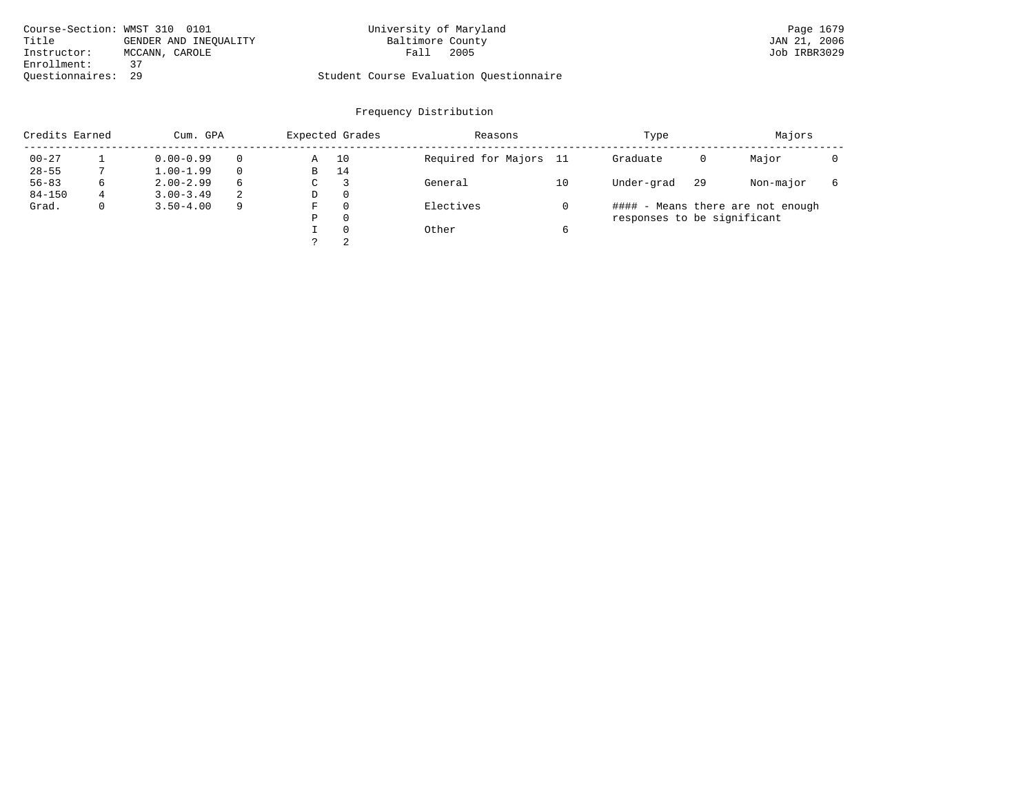Course-Section: WMST 310 0101
Title: GENDER AND INEQUALITY
Instructor: MCCANN, CAROLE
Enrollment: 37
Questionnaires: 29

University of Maryland
Baltimore County
Fall 2005

Student Course Evaluation Questionnaire

Page 1679
JAN 21, 2006
Job IRBR3029

Frequency Distribution

| Credits Earned | | Cum. GPA | | Expected Grades | | Reasons | | Type | | Majors | |
|---|---|---|---|---|---|---|---|---|---|---|---|
| 00-27 | 1 | 0.00-0.99 | 0 | A | 10 | Required for Majors | 11 | Graduate | 0 | Major | 0 |
| 28-55 | 7 | 1.00-1.99 | 0 | B | 14 | | | | | | |
| 56-83 | 6 | 2.00-2.99 | 6 | C | 3 | General | 10 | Under-grad | 29 | Non-major | 6 |
| 84-150 | 4 | 3.00-3.49 | 2 | D | 0 | | | | | | |
| Grad. | 0 | 3.50-4.00 | 9 | F | 0 | Electives | 0 | | | | |
| | | | | P | 0 | | | | | | |
| | | | | I | 0 | Other | 6 | | | | |
| | | | | ? | 2 | | | | | | |

#### - Means there are not enough responses to be significant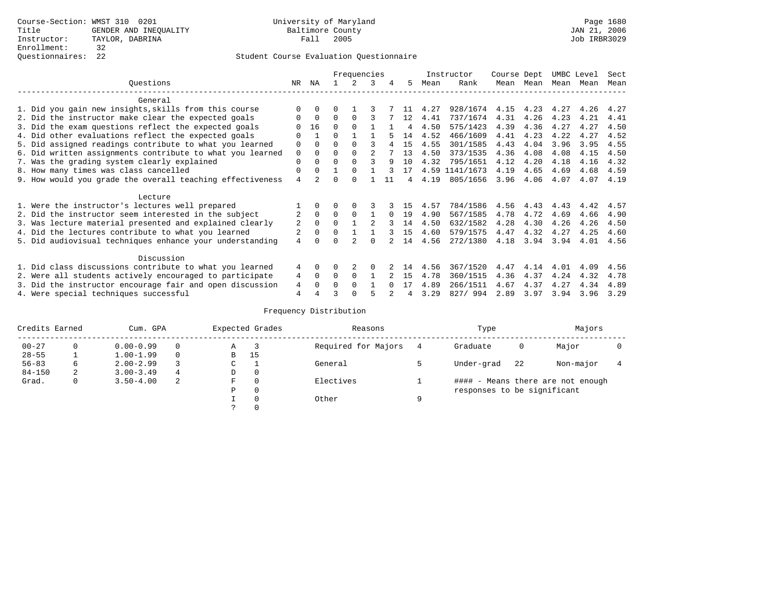Course-Section: WMST 310 0201
Title: GENDER AND INEQUALITY
Instructor: TAYLOR, DABRINA
Enrollment: 32
Questionnaires: 22

University of Maryland
Baltimore County
Fall 2005

JAN 21, 2006
Job IRBR3029

Student Course Evaluation Questionnaire

| Questions | NR | NA | 1 | 2 | 3 | 4 | 5 | Instructor Mean | Instructor Rank | Course Mean | Dept Mean | UMBC Mean | Level Mean | Sect Mean |
|---|---|---|---|---|---|---|---|---|---|---|---|---|---|---|
| **General** | | | | | | | | | | | | | | |
| 1. Did you gain new insights,skills from this course | 0 | 0 | 0 | 1 | 3 | 7 | 11 | 4.27 | 928/1674 | 4.15 | 4.23 | 4.27 | 4.26 | 4.27 |
| 2. Did the instructor make clear the expected goals | 0 | 0 | 0 | 0 | 3 | 7 | 12 | 4.41 | 737/1674 | 4.31 | 4.26 | 4.23 | 4.21 | 4.41 |
| 3. Did the exam questions reflect the expected goals | 0 | 16 | 0 | 0 | 1 | 1 | 4 | 4.50 | 575/1423 | 4.39 | 4.36 | 4.27 | 4.27 | 4.50 |
| 4. Did other evaluations reflect the expected goals | 0 | 1 | 0 | 1 | 1 | 5 | 14 | 4.52 | 466/1609 | 4.41 | 4.23 | 4.22 | 4.27 | 4.52 |
| 5. Did assigned readings contribute to what you learned | 0 | 0 | 0 | 0 | 3 | 4 | 15 | 4.55 | 301/1585 | 4.43 | 4.04 | 3.96 | 3.95 | 4.55 |
| 6. Did written assignments contribute to what you learned | 0 | 0 | 0 | 0 | 2 | 7 | 13 | 4.50 | 373/1535 | 4.36 | 4.08 | 4.08 | 4.15 | 4.50 |
| 7. Was the grading system clearly explained | 0 | 0 | 0 | 0 | 3 | 9 | 10 | 4.32 | 795/1651 | 4.12 | 4.20 | 4.18 | 4.16 | 4.32 |
| 8. How many times was class cancelled | 0 | 0 | 1 | 0 | 1 | 3 | 17 | 4.59 | 1141/1673 | 4.19 | 4.65 | 4.69 | 4.68 | 4.59 |
| 9. How would you grade the overall teaching effectiveness | 4 | 2 | 0 | 0 | 1 | 11 | 4 | 4.19 | 805/1656 | 3.96 | 4.06 | 4.07 | 4.07 | 4.19 |
| **Lecture** | | | | | | | | | | | | | | |
| 1. Were the instructor's lectures well prepared | 1 | 0 | 0 | 0 | 3 | 3 | 15 | 4.57 | 784/1586 | 4.56 | 4.43 | 4.43 | 4.42 | 4.57 |
| 2. Did the instructor seem interested in the subject | 2 | 0 | 0 | 0 | 1 | 0 | 19 | 4.90 | 567/1585 | 4.78 | 4.72 | 4.69 | 4.66 | 4.90 |
| 3. Was lecture material presented and explained clearly | 2 | 0 | 0 | 1 | 2 | 3 | 14 | 4.50 | 632/1582 | 4.28 | 4.30 | 4.26 | 4.26 | 4.50 |
| 4. Did the lectures contribute to what you learned | 2 | 0 | 0 | 1 | 1 | 3 | 15 | 4.60 | 579/1575 | 4.47 | 4.32 | 4.27 | 4.25 | 4.60 |
| 5. Did audiovisual techniques enhance your understanding | 4 | 0 | 0 | 2 | 0 | 2 | 14 | 4.56 | 272/1380 | 4.18 | 3.94 | 3.94 | 4.01 | 4.56 |
| **Discussion** | | | | | | | | | | | | | | |
| 1. Did class discussions contribute to what you learned | 4 | 0 | 0 | 2 | 0 | 2 | 14 | 4.56 | 367/1520 | 4.47 | 4.14 | 4.01 | 4.09 | 4.56 |
| 2. Were all students actively encouraged to participate | 4 | 0 | 0 | 0 | 1 | 2 | 15 | 4.78 | 360/1515 | 4.36 | 4.37 | 4.24 | 4.32 | 4.78 |
| 3. Did the instructor encourage fair and open discussion | 4 | 0 | 0 | 0 | 1 | 0 | 17 | 4.89 | 266/1511 | 4.67 | 4.37 | 4.27 | 4.34 | 4.89 |
| 4. Were special techniques successful | 4 | 4 | 3 | 0 | 5 | 2 | 4 | 3.29 | 827/ 994 | 2.89 | 3.97 | 3.94 | 3.96 | 3.29 |

## Frequency Distribution

| Credits Earned | | Cum. GPA | | Expected Grades | | Reasons | | Type | | Majors | |
|---|---|---|---|---|---|---|---|---|---|---|---|
| 00-27 | 0 | 0.00-0.99 | 0 | A | 3 | Required for Majors | 4 | Graduate | 0 | Major | 0 |
| 28-55 | 1 | 1.00-1.99 | 0 | B | 15 | | | | | | |
| 56-83 | 6 | 2.00-2.99 | 3 | C | 1 | General | 5 | Under-grad | 22 | Non-major | 4 |
| 84-150 | 2 | 3.00-3.49 | 4 | D | 0 | | | | | | |
| Grad. | 0 | 3.50-4.00 | 2 | F | 0 | Electives | 1 | | | | |
| | | | | P | 0 | | | | | | |
| | | | | I | 0 | Other | 9 | | | | |
| | | | | ? | 0 | | | | | | |

#### - Means there are not enough responses to be significant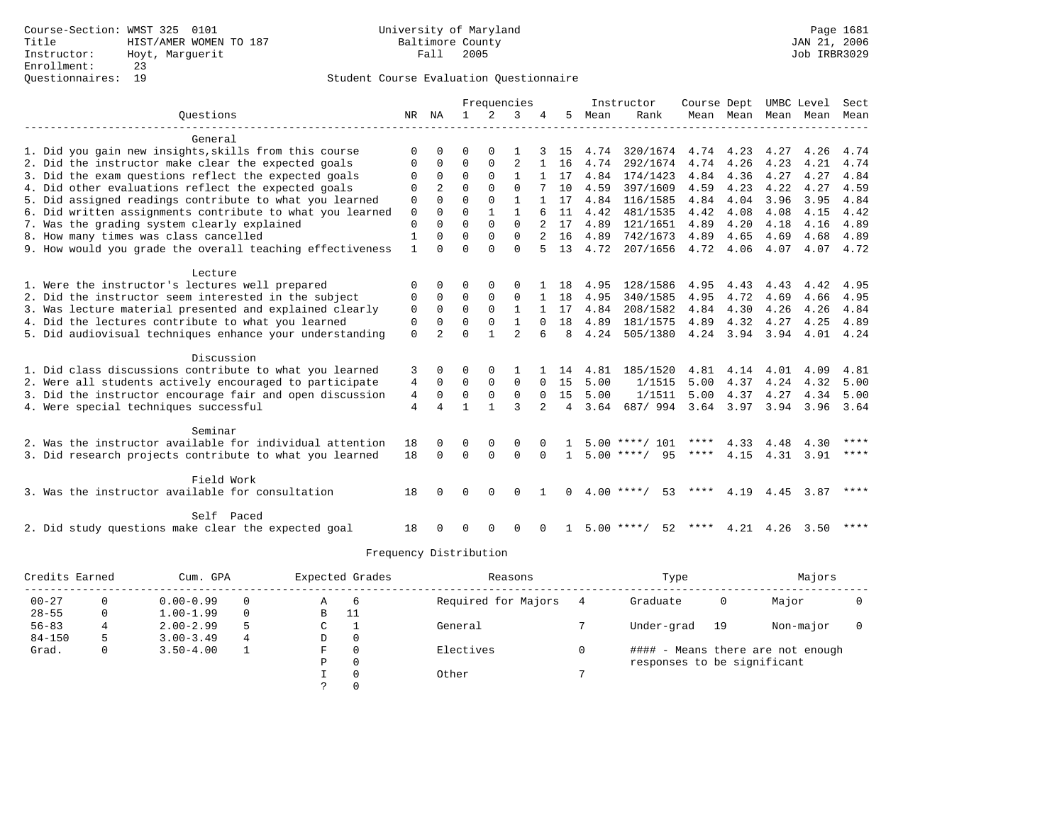Course-Section: WMST 325 0101
Title: HIST/AMER WOMEN TO 187
Instructor: Hoyt, Marguerit
Enrollment: 23
Questionnaires: 19

University of Maryland
Baltimore County
Fall 2005

JAN 21, 2006
Job IRBR3029

Student Course Evaluation Questionnaire

| Questions | NR | NA | 1 | 2 | 3 | 4 | 5 | Instructor Mean | Instructor Rank | Course Mean | Dept Mean | UMBC Mean | Level Mean | Sect Mean |
|---|---|---|---|---|---|---|---|---|---|---|---|---|---|---|
| **General** | | | | | | | | | | | | | | |
| 1. Did you gain new insights,skills from this course | 0 | 0 | 0 | 0 | 1 | 3 | 15 | 4.74 | 320/1674 | 4.74 | 4.23 | 4.27 | 4.26 | 4.74 |
| 2. Did the instructor make clear the expected goals | 0 | 0 | 0 | 0 | 2 | 1 | 16 | 4.74 | 292/1674 | 4.74 | 4.26 | 4.23 | 4.21 | 4.74 |
| 3. Did the exam questions reflect the expected goals | 0 | 0 | 0 | 0 | 1 | 1 | 17 | 4.84 | 174/1423 | 4.84 | 4.36 | 4.27 | 4.27 | 4.84 |
| 4. Did other evaluations reflect the expected goals | 0 | 2 | 0 | 0 | 0 | 7 | 10 | 4.59 | 397/1609 | 4.59 | 4.23 | 4.22 | 4.27 | 4.59 |
| 5. Did assigned readings contribute to what you learned | 0 | 0 | 0 | 0 | 1 | 1 | 17 | 4.84 | 116/1585 | 4.84 | 4.04 | 3.96 | 3.95 | 4.84 |
| 6. Did written assignments contribute to what you learned | 0 | 0 | 0 | 1 | 1 | 6 | 11 | 4.42 | 481/1535 | 4.42 | 4.08 | 4.08 | 4.15 | 4.42 |
| 7. Was the grading system clearly explained | 0 | 0 | 0 | 0 | 0 | 2 | 17 | 4.89 | 121/1651 | 4.89 | 4.20 | 4.18 | 4.16 | 4.89 |
| 8. How many times was class cancelled | 1 | 0 | 0 | 0 | 0 | 2 | 16 | 4.89 | 742/1673 | 4.89 | 4.65 | 4.69 | 4.68 | 4.89 |
| 9. How would you grade the overall teaching effectiveness | 1 | 0 | 0 | 0 | 0 | 5 | 13 | 4.72 | 207/1656 | 4.72 | 4.06 | 4.07 | 4.07 | 4.72 |
| **Lecture** | | | | | | | | | | | | | | |
| 1. Were the instructor's lectures well prepared | 0 | 0 | 0 | 0 | 0 | 1 | 18 | 4.95 | 128/1586 | 4.95 | 4.43 | 4.43 | 4.42 | 4.95 |
| 2. Did the instructor seem interested in the subject | 0 | 0 | 0 | 0 | 0 | 1 | 18 | 4.95 | 340/1585 | 4.95 | 4.72 | 4.69 | 4.66 | 4.95 |
| 3. Was lecture material presented and explained clearly | 0 | 0 | 0 | 0 | 1 | 1 | 17 | 4.84 | 208/1582 | 4.84 | 4.30 | 4.26 | 4.26 | 4.84 |
| 4. Did the lectures contribute to what you learned | 0 | 0 | 0 | 0 | 1 | 0 | 18 | 4.89 | 181/1575 | 4.89 | 4.32 | 4.27 | 4.25 | 4.89 |
| 5. Did audiovisual techniques enhance your understanding | 0 | 2 | 0 | 1 | 2 | 6 | 8 | 4.24 | 505/1380 | 4.24 | 3.94 | 3.94 | 4.01 | 4.24 |
| **Discussion** | | | | | | | | | | | | | | |
| 1. Did class discussions contribute to what you learned | 3 | 0 | 0 | 0 | 1 | 1 | 14 | 4.81 | 185/1520 | 4.81 | 4.14 | 4.01 | 4.09 | 4.81 |
| 2. Were all students actively encouraged to participate | 4 | 0 | 0 | 0 | 0 | 0 | 15 | 5.00 | 1/1515 | 5.00 | 4.37 | 4.24 | 4.32 | 5.00 |
| 3. Did the instructor encourage fair and open discussion | 4 | 0 | 0 | 0 | 0 | 0 | 15 | 5.00 | 1/1511 | 5.00 | 4.37 | 4.27 | 4.34 | 5.00 |
| 4. Were special techniques successful | 4 | 4 | 1 | 1 | 3 | 2 | 4 | 3.64 | 687/ 994 | 3.64 | 3.97 | 3.94 | 3.96 | 3.64 |
| **Seminar** | | | | | | | | | | | | | | |
| 2. Was the instructor available for individual attention | 18 | 0 | 0 | 0 | 0 | 0 | 1 | 5.00 | ****/ 101 | **** | 4.33 | 4.48 | 4.30 | **** |
| 3. Did research projects contribute to what you learned | 18 | 0 | 0 | 0 | 0 | 0 | 1 | 5.00 | ****/ 95 | **** | 4.15 | 4.31 | 3.91 | **** |
| **Field Work** | | | | | | | | | | | | | | |
| 3. Was the instructor available for consultation | 18 | 0 | 0 | 0 | 0 | 1 | 0 | 4.00 | ****/ 53 | **** | 4.19 | 4.45 | 3.87 | **** |
| **Self Paced** | | | | | | | | | | | | | | |
| 2. Did study questions make clear the expected goal | 18 | 0 | 0 | 0 | 0 | 0 | 1 | 5.00 | ****/ 52 | **** | 4.21 | 4.26 | 3.50 | **** |

Frequency Distribution

| Credits Earned | | Cum. GPA | | Expected Grades | | Reasons | | Type | | Majors | |
|---|---|---|---|---|---|---|---|---|---|---|---|
| 00-27 | 0 | 0.00-0.99 | 0 | A | 6 | Required for Majors | 4 | Graduate | 0 | Major | 0 |
| 28-55 | 0 | 1.00-1.99 | 0 | B | 11 | | | | | | |
| 56-83 | 4 | 2.00-2.99 | 5 | C | 1 | General | 7 | Under-grad | 19 | Non-major | 0 |
| 84-150 | 5 | 3.00-3.49 | 4 | D | 0 | | | | | | |
| Grad. | 0 | 3.50-4.00 | 1 | F | 0 | Electives | 0 | #### - Means there are not enough responses to be significant | | | |
| | | | | P | 0 | | | | | | |
| | | | | I | 0 | Other | 7 | | | | |
| | | | | ? | 0 | | | | | | |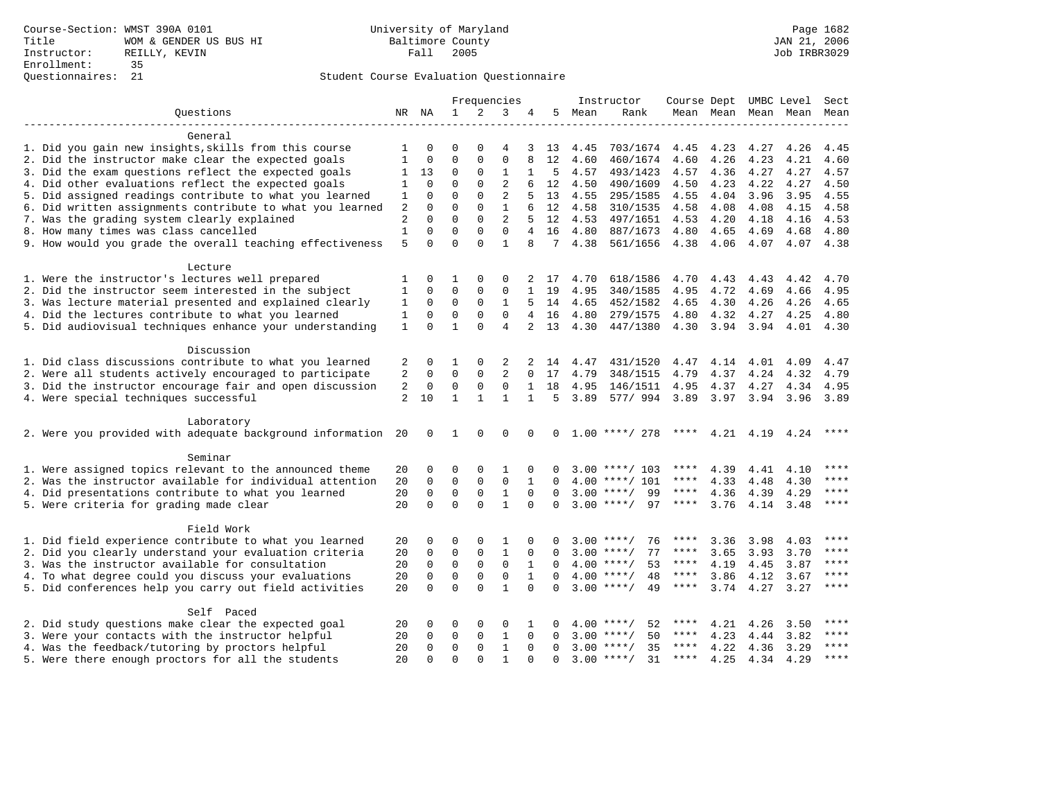Course-Section: WMST 390A 0101
Title: WOM & GENDER US BUS HI
Instructor: REILLY, KEVIN
Enrollment: 35
Questionnaires: 21

University of Maryland
Baltimore County
Fall 2005

JAN 21, 2006
Job IRBR3029

Student Course Evaluation Questionnaire

| Questions | NR | NA | 1 | 2 | 3 | 4 | 5 | Instructor Mean | Instructor Rank | Course Mean | Dept Mean | UMBC Level Mean | Level Mean | Sect Mean |
|---|---|---|---|---|---|---|---|---|---|---|---|---|---|---|
| **General** | | | | | | | | | | | | | | |
| 1. Did you gain new insights,skills from this course | 1 | 0 | 0 | 0 | 4 | 3 | 13 | 4.45 | 703/1674 | 4.45 | 4.23 | 4.27 | 4.26 | 4.45 |
| 2. Did the instructor make clear the expected goals | 1 | 0 | 0 | 0 | 0 | 8 | 12 | 4.60 | 460/1674 | 4.60 | 4.26 | 4.23 | 4.21 | 4.60 |
| 3. Did the exam questions reflect the expected goals | 1 | 13 | 0 | 0 | 1 | 1 | 5 | 4.57 | 493/1423 | 4.57 | 4.36 | 4.27 | 4.27 | 4.57 |
| 4. Did other evaluations reflect the expected goals | 1 | 0 | 0 | 0 | 2 | 6 | 12 | 4.50 | 490/1609 | 4.50 | 4.23 | 4.22 | 4.27 | 4.50 |
| 5. Did assigned readings contribute to what you learned | 1 | 0 | 0 | 0 | 2 | 5 | 13 | 4.55 | 295/1585 | 4.55 | 4.04 | 3.96 | 3.95 | 4.55 |
| 6. Did written assignments contribute to what you learned | 2 | 0 | 0 | 0 | 1 | 6 | 12 | 4.58 | 310/1535 | 4.58 | 4.08 | 4.08 | 4.15 | 4.58 |
| 7. Was the grading system clearly explained | 2 | 0 | 0 | 0 | 2 | 5 | 12 | 4.53 | 497/1651 | 4.53 | 4.20 | 4.18 | 4.16 | 4.53 |
| 8. How many times was class cancelled | 1 | 0 | 0 | 0 | 0 | 4 | 16 | 4.80 | 887/1673 | 4.80 | 4.65 | 4.69 | 4.68 | 4.80 |
| 9. How would you grade the overall teaching effectiveness | 5 | 0 | 0 | 0 | 1 | 8 | 7 | 4.38 | 561/1656 | 4.38 | 4.06 | 4.07 | 4.07 | 4.38 |
| **Lecture** | | | | | | | | | | | | | | |
| 1. Were the instructor's lectures well prepared | 1 | 0 | 1 | 0 | 0 | 2 | 17 | 4.70 | 618/1586 | 4.70 | 4.43 | 4.43 | 4.42 | 4.70 |
| 2. Did the instructor seem interested in the subject | 1 | 0 | 0 | 0 | 0 | 1 | 19 | 4.95 | 340/1585 | 4.95 | 4.72 | 4.69 | 4.66 | 4.95 |
| 3. Was lecture material presented and explained clearly | 1 | 0 | 0 | 0 | 1 | 5 | 14 | 4.65 | 452/1582 | 4.65 | 4.30 | 4.26 | 4.26 | 4.65 |
| 4. Did the lectures contribute to what you learned | 1 | 0 | 0 | 0 | 0 | 4 | 16 | 4.80 | 279/1575 | 4.80 | 4.32 | 4.27 | 4.25 | 4.80 |
| 5. Did audiovisual techniques enhance your understanding | 1 | 0 | 1 | 0 | 4 | 2 | 13 | 4.30 | 447/1380 | 4.30 | 3.94 | 3.94 | 4.01 | 4.30 |
| **Discussion** | | | | | | | | | | | | | | |
| 1. Did class discussions contribute to what you learned | 2 | 0 | 1 | 0 | 2 | 2 | 14 | 4.47 | 431/1520 | 4.47 | 4.14 | 4.01 | 4.09 | 4.47 |
| 2. Were all students actively encouraged to participate | 2 | 0 | 0 | 0 | 2 | 0 | 17 | 4.79 | 348/1515 | 4.79 | 4.37 | 4.24 | 4.32 | 4.79 |
| 3. Did the instructor encourage fair and open discussion | 2 | 0 | 0 | 0 | 0 | 1 | 18 | 4.95 | 146/1511 | 4.95 | 4.37 | 4.27 | 4.34 | 4.95 |
| 4. Were special techniques successful | 2 | 10 | 1 | 1 | 1 | 1 | 5 | 3.89 | 577/ 994 | 3.89 | 3.97 | 3.94 | 3.96 | 3.89 |
| **Laboratory** | | | | | | | | | | | | | | |
| 2. Were you provided with adequate background information | 20 | 0 | 1 | 0 | 0 | 0 | 0 | 1.00 | ****/ 278 | **** | 4.21 | 4.19 | 4.24 | **** |
| **Seminar** | | | | | | | | | | | | | | |
| 1. Were assigned topics relevant to the announced theme | 20 | 0 | 0 | 0 | 1 | 0 | 0 | 3.00 | ****/ 103 | **** | 4.39 | 4.41 | 4.10 | **** |
| 2. Was the instructor available for individual attention | 20 | 0 | 0 | 0 | 0 | 1 | 0 | 4.00 | ****/ 101 | **** | 4.33 | 4.48 | 4.30 | **** |
| 4. Did presentations contribute to what you learned | 20 | 0 | 0 | 0 | 1 | 0 | 0 | 3.00 | ****/ 99 | **** | 4.36 | 4.39 | 4.29 | **** |
| 5. Were criteria for grading made clear | 20 | 0 | 0 | 0 | 1 | 0 | 0 | 3.00 | ****/ 97 | **** | 3.76 | 4.14 | 3.48 | **** |
| **Field Work** | | | | | | | | | | | | | | |
| 1. Did field experience contribute to what you learned | 20 | 0 | 0 | 0 | 1 | 0 | 0 | 3.00 | ****/ 76 | **** | 3.36 | 3.98 | 4.03 | **** |
| 2. Did you clearly understand your evaluation criteria | 20 | 0 | 0 | 0 | 1 | 0 | 0 | 3.00 | ****/ 77 | **** | 3.65 | 3.93 | 3.70 | **** |
| 3. Was the instructor available for consultation | 20 | 0 | 0 | 0 | 0 | 1 | 0 | 4.00 | ****/ 53 | **** | 4.19 | 4.45 | 3.87 | **** |
| 4. To what degree could you discuss your evaluations | 20 | 0 | 0 | 0 | 0 | 1 | 0 | 4.00 | ****/ 48 | **** | 3.86 | 4.12 | 3.67 | **** |
| 5. Did conferences help you carry out field activities | 20 | 0 | 0 | 0 | 1 | 0 | 0 | 3.00 | ****/ 49 | **** | 3.74 | 4.27 | 3.27 | **** |
| **Self Paced** | | | | | | | | | | | | | | |
| 2. Did study questions make clear the expected goal | 20 | 0 | 0 | 0 | 0 | 1 | 0 | 4.00 | ****/ 52 | **** | 4.21 | 4.26 | 3.50 | **** |
| 3. Were your contacts with the instructor helpful | 20 | 0 | 0 | 0 | 1 | 0 | 0 | 3.00 | ****/ 50 | **** | 4.23 | 4.44 | 3.82 | **** |
| 4. Was the feedback/tutoring by proctors helpful | 20 | 0 | 0 | 0 | 1 | 0 | 0 | 3.00 | ****/ 35 | **** | 4.22 | 4.36 | 3.29 | **** |
| 5. Were there enough proctors for all the students | 20 | 0 | 0 | 0 | 1 | 0 | 0 | 3.00 | ****/ 31 | **** | 4.25 | 4.34 | 4.29 | **** |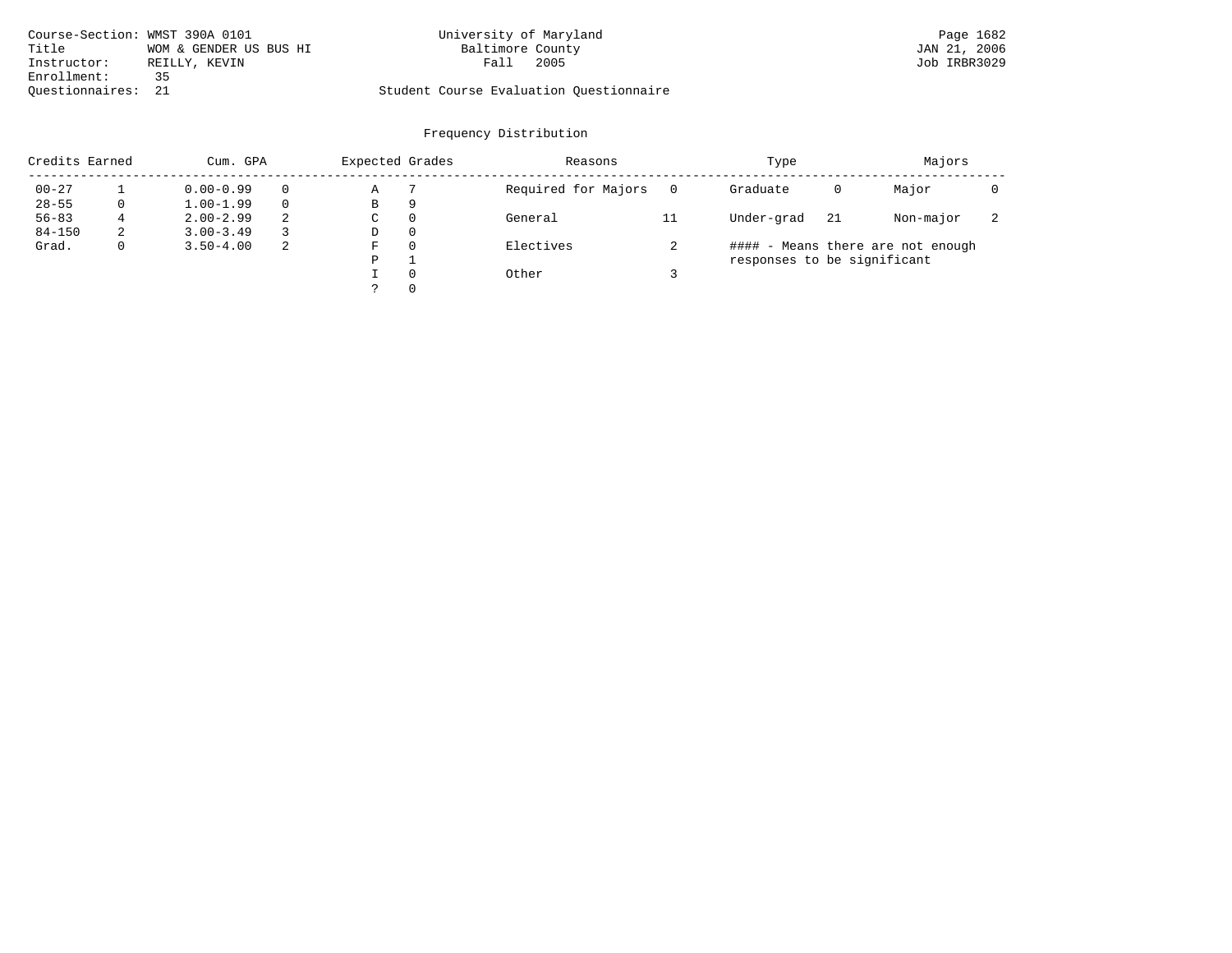Course-Section: WMST 390A 0101
Title: WOM & GENDER US BUS HI
Instructor: REILLY, KEVIN
Enrollment: 35
Questionnaires: 21

University of Maryland
Baltimore County
Fall 2005

Student Course Evaluation Questionnaire

Page 1682
JAN 21, 2006
Job IRBR3029

## Frequency Distribution

| Credits Earned | | Cum. GPA | | Expected Grades | | Reasons | | Type | | Majors | |
|---|---|---|---|---|---|---|---|---|---|---|---|
| 00-27 | 1 | 0.00-0.99 | 0 | A | 7 | Required for Majors | 0 | Graduate | 0 | Major | 0 |
| 28-55 | 0 | 1.00-1.99 | 0 | B | 9 | | | | | | |
| 56-83 | 4 | 2.00-2.99 | 2 | C | 0 | General | 11 | Under-grad | 21 | Non-major | 2 |
| 84-150 | 2 | 3.00-3.49 | 3 | D | 0 | | | | | | |
| Grad. | 0 | 3.50-4.00 | 2 | F | 0 | Electives | 2 | | | | |
| | | | | P | 1 | | | | | | |
| | | | | I | 0 | Other | 3 | | | | |
| | | | | ? | 0 | | | | | | |

#### - Means there are not enough responses to be significant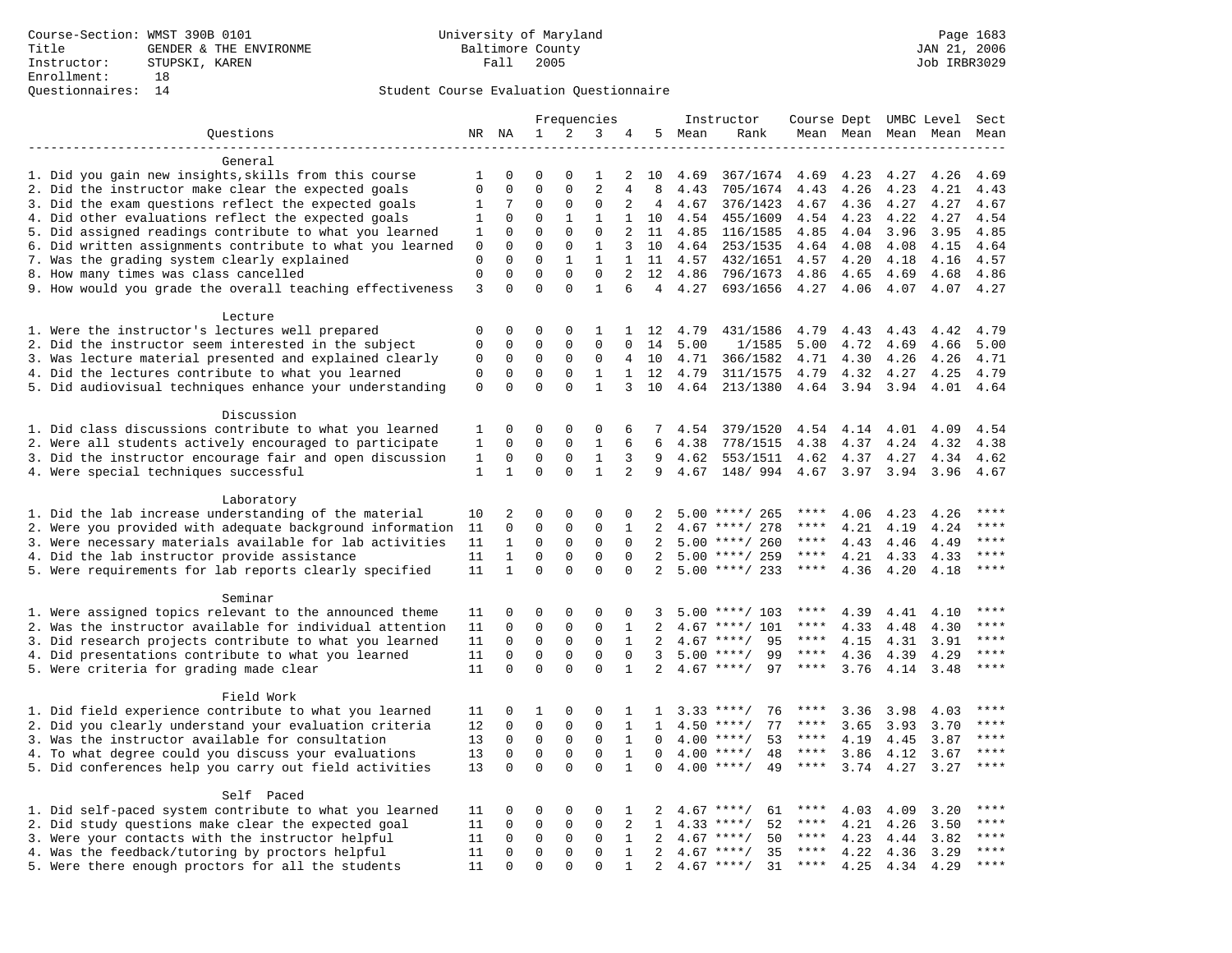Course-Section: WMST 390B 0101
Title: GENDER & THE ENVIRONME
Instructor: STUPSKI, KAREN
Enrollment: 18
Questionnaires: 14

University of Maryland
Baltimore County
Fall 2005

JAN 21, 2006
Job IRBR3029

## Student Course Evaluation Questionnaire

| Questions | NR | NA | 1 | 2 | 3 | 4 | 5 | Instructor Mean | Rank | Course Mean | Dept Mean | UMBC Level Mean | Level Mean | Sect Mean |
|---|---|---|---|---|---|---|---|---|---|---|---|---|---|---|
| **General** | | | | | | | | | | | | | | |
| 1. Did you gain new insights,skills from this course | 1 | 0 | 0 | 0 | 1 | 2 | 10 | 4.69 | 367/1674 | 4.69 | 4.23 | 4.27 | 4.26 | 4.69 |
| 2. Did the instructor make clear the expected goals | 0 | 0 | 0 | 0 | 2 | 4 | 8 | 4.43 | 705/1674 | 4.43 | 4.26 | 4.23 | 4.21 | 4.43 |
| 3. Did the exam questions reflect the expected goals | 1 | 7 | 0 | 0 | 0 | 2 | 4 | 4.67 | 376/1423 | 4.67 | 4.36 | 4.27 | 4.27 | 4.67 |
| 4. Did other evaluations reflect the expected goals | 1 | 0 | 0 | 1 | 1 | 1 | 10 | 4.54 | 455/1609 | 4.54 | 4.23 | 4.22 | 4.27 | 4.54 |
| 5. Did assigned readings contribute to what you learned | 1 | 0 | 0 | 0 | 0 | 2 | 11 | 4.85 | 116/1585 | 4.85 | 4.04 | 3.96 | 3.95 | 4.85 |
| 6. Did written assignments contribute to what you learned | 0 | 0 | 0 | 0 | 1 | 3 | 10 | 4.64 | 253/1535 | 4.64 | 4.08 | 4.08 | 4.15 | 4.64 |
| 7. Was the grading system clearly explained | 0 | 0 | 0 | 1 | 1 | 1 | 11 | 4.57 | 432/1651 | 4.57 | 4.20 | 4.18 | 4.16 | 4.57 |
| 8. How many times was class cancelled | 0 | 0 | 0 | 0 | 0 | 2 | 12 | 4.86 | 796/1673 | 4.86 | 4.65 | 4.69 | 4.68 | 4.86 |
| 9. How would you grade the overall teaching effectiveness | 3 | 0 | 0 | 0 | 1 | 6 | 4 | 4.27 | 693/1656 | 4.27 | 4.06 | 4.07 | 4.07 | 4.27 |
| **Lecture** | | | | | | | | | | | | | | |
| 1. Were the instructor's lectures well prepared | 0 | 0 | 0 | 0 | 1 | 1 | 12 | 4.79 | 431/1586 | 4.79 | 4.43 | 4.43 | 4.42 | 4.79 |
| 2. Did the instructor seem interested in the subject | 0 | 0 | 0 | 0 | 0 | 0 | 14 | 5.00 | 1/1585 | 5.00 | 4.72 | 4.69 | 4.66 | 5.00 |
| 3. Was lecture material presented and explained clearly | 0 | 0 | 0 | 0 | 0 | 4 | 10 | 4.71 | 366/1582 | 4.71 | 4.30 | 4.26 | 4.26 | 4.71 |
| 4. Did the lectures contribute to what you learned | 0 | 0 | 0 | 0 | 1 | 1 | 12 | 4.79 | 311/1575 | 4.79 | 4.32 | 4.27 | 4.25 | 4.79 |
| 5. Did audiovisual techniques enhance your understanding | 0 | 0 | 0 | 0 | 1 | 3 | 10 | 4.64 | 213/1380 | 4.64 | 3.94 | 3.94 | 4.01 | 4.64 |
| **Discussion** | | | | | | | | | | | | | | |
| 1. Did class discussions contribute to what you learned | 1 | 0 | 0 | 0 | 0 | 6 | 7 | 4.54 | 379/1520 | 4.54 | 4.14 | 4.01 | 4.09 | 4.54 |
| 2. Were all students actively encouraged to participate | 1 | 0 | 0 | 0 | 1 | 6 | 6 | 4.38 | 778/1515 | 4.38 | 4.37 | 4.24 | 4.32 | 4.38 |
| 3. Did the instructor encourage fair and open discussion | 1 | 0 | 0 | 0 | 1 | 3 | 9 | 4.62 | 553/1511 | 4.62 | 4.37 | 4.27 | 4.34 | 4.62 |
| 4. Were special techniques successful | 1 | 1 | 0 | 0 | 1 | 2 | 9 | 4.67 | 148/ 994 | 4.67 | 3.97 | 3.94 | 3.96 | 4.67 |
| **Laboratory** | | | | | | | | | | | | | | |
| 1. Did the lab increase understanding of the material | 10 | 2 | 0 | 0 | 0 | 0 | 2 | 5.00 | ****/ 265 | **** | 4.06 | 4.23 | 4.26 | **** |
| 2. Were you provided with adequate background information | 11 | 0 | 0 | 0 | 0 | 1 | 2 | 4.67 | ****/ 278 | **** | 4.21 | 4.19 | 4.24 | **** |
| 3. Were necessary materials available for lab activities | 11 | 1 | 0 | 0 | 0 | 0 | 2 | 5.00 | ****/ 260 | **** | 4.43 | 4.46 | 4.49 | **** |
| 4. Did the lab instructor provide assistance | 11 | 1 | 0 | 0 | 0 | 0 | 2 | 5.00 | ****/ 259 | **** | 4.21 | 4.33 | 4.33 | **** |
| 5. Were requirements for lab reports clearly specified | 11 | 1 | 0 | 0 | 0 | 0 | 2 | 5.00 | ****/ 233 | **** | 4.36 | 4.20 | 4.18 | **** |
| **Seminar** | | | | | | | | | | | | | | |
| 1. Were assigned topics relevant to the announced theme | 11 | 0 | 0 | 0 | 0 | 0 | 3 | 5.00 | ****/ 103 | **** | 4.39 | 4.41 | 4.10 | **** |
| 2. Was the instructor available for individual attention | 11 | 0 | 0 | 0 | 0 | 1 | 2 | 4.67 | ****/ 101 | **** | 4.33 | 4.48 | 4.30 | **** |
| 3. Did research projects contribute to what you learned | 11 | 0 | 0 | 0 | 0 | 1 | 2 | 4.67 | ****/ 95 | **** | 4.15 | 4.31 | 3.91 | **** |
| 4. Did presentations contribute to what you learned | 11 | 0 | 0 | 0 | 0 | 0 | 3 | 5.00 | ****/ 99 | **** | 4.36 | 4.39 | 4.29 | **** |
| 5. Were criteria for grading made clear | 11 | 0 | 0 | 0 | 0 | 1 | 2 | 4.67 | ****/ 97 | **** | 3.76 | 4.14 | 3.48 | **** |
| **Field Work** | | | | | | | | | | | | | | |
| 1. Did field experience contribute to what you learned | 11 | 0 | 1 | 0 | 0 | 1 | 1 | 3.33 | ****/ 76 | **** | 3.36 | 3.98 | 4.03 | **** |
| 2. Did you clearly understand your evaluation criteria | 12 | 0 | 0 | 0 | 0 | 1 | 1 | 4.50 | ****/ 77 | **** | 3.65 | 3.93 | 3.70 | **** |
| 3. Was the instructor available for consultation | 13 | 0 | 0 | 0 | 0 | 1 | 0 | 4.00 | ****/ 53 | **** | 4.19 | 4.45 | 3.87 | **** |
| 4. To what degree could you discuss your evaluations | 13 | 0 | 0 | 0 | 0 | 1 | 0 | 4.00 | ****/ 48 | **** | 3.86 | 4.12 | 3.67 | **** |
| 5. Did conferences help you carry out field activities | 13 | 0 | 0 | 0 | 0 | 1 | 0 | 4.00 | ****/ 49 | **** | 3.74 | 4.27 | 3.27 | **** |
| **Self Paced** | | | | | | | | | | | | | | |
| 1. Did self-paced system contribute to what you learned | 11 | 0 | 0 | 0 | 0 | 1 | 2 | 4.67 | ****/ 61 | **** | 4.03 | 4.09 | 3.20 | **** |
| 2. Did study questions make clear the expected goal | 11 | 0 | 0 | 0 | 0 | 2 | 1 | 4.33 | ****/ 52 | **** | 4.21 | 4.26 | 3.50 | **** |
| 3. Were your contacts with the instructor helpful | 11 | 0 | 0 | 0 | 0 | 1 | 2 | 4.67 | ****/ 50 | **** | 4.23 | 4.44 | 3.82 | **** |
| 4. Was the feedback/tutoring by proctors helpful | 11 | 0 | 0 | 0 | 0 | 1 | 2 | 4.67 | ****/ 35 | **** | 4.22 | 4.36 | 3.29 | **** |
| 5. Were there enough proctors for all the students | 11 | 0 | 0 | 0 | 0 | 1 | 2 | 4.67 | ****/ 31 | **** | 4.25 | 4.34 | 4.29 | **** |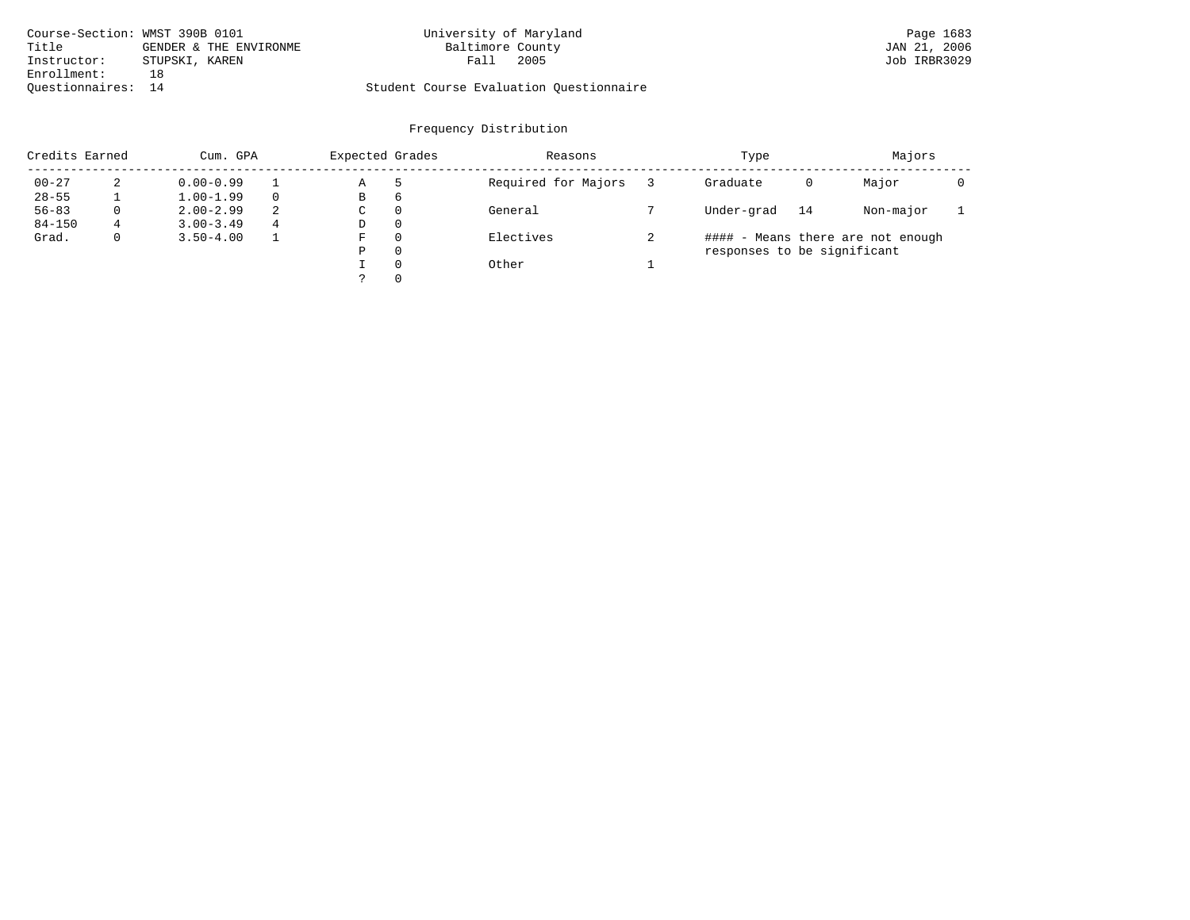Course-Section: WMST 390B 0101
Title: GENDER & THE ENVIRONME
Instructor: STUPSKI, KAREN
Enrollment: 18
Questionnaires: 14

University of Maryland
Baltimore County
Fall 2005

Student Course Evaluation Questionnaire

JAN 21, 2006
Job IRBR3029

## Frequency Distribution

| Credits Earned | | Cum. GPA | | Expected Grades | | Reasons | | Type | | Majors | |
|---|---|---|---|---|---|---|---|---|---|---|---|
| 00-27 | 2 | 0.00-0.99 | 1 | A | 5 | Required for Majors | 3 | Graduate | 0 | Major | 0 |
| 28-55 | 1 | 1.00-1.99 | 0 | B | 6 | | | | | | |
| 56-83 | 0 | 2.00-2.99 | 2 | C | 0 | General | 7 | Under-grad | 14 | Non-major | 1 |
| 84-150 | 4 | 3.00-3.49 | 4 | D | 0 | | | | | | |
| Grad. | 0 | 3.50-4.00 | 1 | F | 0 | Electives | 2 | | | | |
| | | | | P | 0 | | | | | | |
| | | | | I | 0 | Other | 1 | | | | |
| | | | | ? | 0 | | | | | | |

#### - Means there are not enough responses to be significant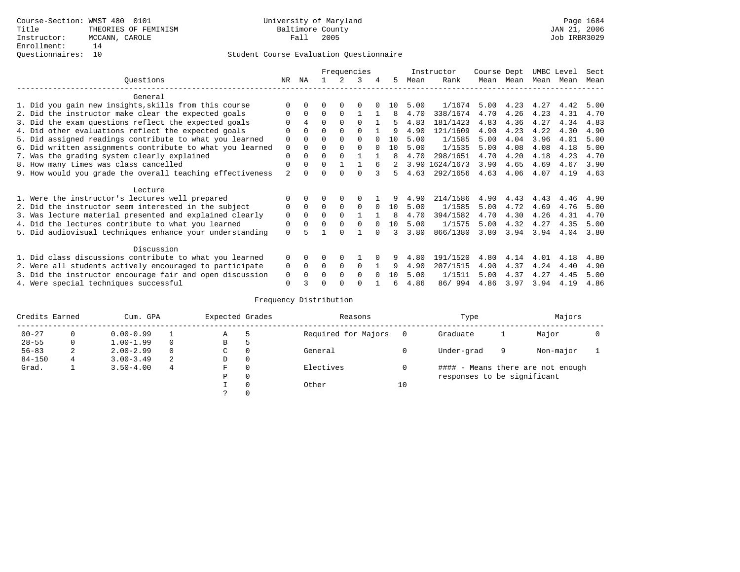Course-Section: WMST 480 0101
Title: THEORIES OF FEMINISM
Instructor: MCCANN, CAROLE
Enrollment: 14
Questionnaires: 10

University of Maryland
Baltimore County
Fall 2005

JAN 21, 2006
Job IRBR3029

Student Course Evaluation Questionnaire

| Questions | NR | NA | 1 | 2 | 3 | 4 | 5 | Instructor Mean | Instructor Rank | Course Mean | Dept Mean | UMBC Mean | Level Mean | Sect Mean |
|---|---|---|---|---|---|---|---|---|---|---|---|---|---|---|
| **General** | | | | | | | | | | | | | | |
| 1. Did you gain new insights,skills from this course | 0 | 0 | 0 | 0 | 0 | 0 | 10 | 5.00 | 1/1674 | 5.00 | 4.23 | 4.27 | 4.42 | 5.00 |
| 2. Did the instructor make clear the expected goals | 0 | 0 | 0 | 0 | 1 | 1 | 8 | 4.70 | 338/1674 | 4.70 | 4.26 | 4.23 | 4.31 | 4.70 |
| 3. Did the exam questions reflect the expected goals | 0 | 4 | 0 | 0 | 0 | 1 | 5 | 4.83 | 181/1423 | 4.83 | 4.36 | 4.27 | 4.34 | 4.83 |
| 4. Did other evaluations reflect the expected goals | 0 | 0 | 0 | 0 | 0 | 1 | 9 | 4.90 | 121/1609 | 4.90 | 4.23 | 4.22 | 4.30 | 4.90 |
| 5. Did assigned readings contribute to what you learned | 0 | 0 | 0 | 0 | 0 | 0 | 10 | 5.00 | 1/1585 | 5.00 | 4.04 | 3.96 | 4.01 | 5.00 |
| 6. Did written assignments contribute to what you learned | 0 | 0 | 0 | 0 | 0 | 0 | 10 | 5.00 | 1/1535 | 5.00 | 4.08 | 4.08 | 4.18 | 5.00 |
| 7. Was the grading system clearly explained | 0 | 0 | 0 | 0 | 1 | 1 | 8 | 4.70 | 298/1651 | 4.70 | 4.20 | 4.18 | 4.23 | 4.70 |
| 8. How many times was class cancelled | 0 | 0 | 0 | 1 | 1 | 6 | 2 | 3.90 | 1624/1673 | 3.90 | 4.65 | 4.69 | 4.67 | 3.90 |
| 9. How would you grade the overall teaching effectiveness | 2 | 0 | 0 | 0 | 0 | 3 | 5 | 4.63 | 292/1656 | 4.63 | 4.06 | 4.07 | 4.19 | 4.63 |
| **Lecture** | | | | | | | | | | | | | | |
| 1. Were the instructor's lectures well prepared | 0 | 0 | 0 | 0 | 0 | 1 | 9 | 4.90 | 214/1586 | 4.90 | 4.43 | 4.43 | 4.46 | 4.90 |
| 2. Did the instructor seem interested in the subject | 0 | 0 | 0 | 0 | 0 | 0 | 10 | 5.00 | 1/1585 | 5.00 | 4.72 | 4.69 | 4.76 | 5.00 |
| 3. Was lecture material presented and explained clearly | 0 | 0 | 0 | 0 | 1 | 1 | 8 | 4.70 | 394/1582 | 4.70 | 4.30 | 4.26 | 4.31 | 4.70 |
| 4. Did the lectures contribute to what you learned | 0 | 0 | 0 | 0 | 0 | 0 | 10 | 5.00 | 1/1575 | 5.00 | 4.32 | 4.27 | 4.35 | 5.00 |
| 5. Did audiovisual techniques enhance your understanding | 0 | 5 | 1 | 0 | 1 | 0 | 3 | 3.80 | 866/1380 | 3.80 | 3.94 | 3.94 | 4.04 | 3.80 |
| **Discussion** | | | | | | | | | | | | | | |
| 1. Did class discussions contribute to what you learned | 0 | 0 | 0 | 0 | 1 | 0 | 9 | 4.80 | 191/1520 | 4.80 | 4.14 | 4.01 | 4.18 | 4.80 |
| 2. Were all students actively encouraged to participate | 0 | 0 | 0 | 0 | 0 | 1 | 9 | 4.90 | 207/1515 | 4.90 | 4.37 | 4.24 | 4.40 | 4.90 |
| 3. Did the instructor encourage fair and open discussion | 0 | 0 | 0 | 0 | 0 | 0 | 10 | 5.00 | 1/1511 | 5.00 | 4.37 | 4.27 | 4.45 | 5.00 |
| 4. Were special techniques successful | 0 | 3 | 0 | 0 | 0 | 1 | 6 | 4.86 | 86/ 994 | 4.86 | 3.97 | 3.94 | 4.19 | 4.86 |

Frequency Distribution

| Credits Earned | | Cum. GPA | | Expected Grades | | Reasons | | Type | | Majors | |
|---|---|---|---|---|---|---|---|---|---|---|---|
| 00-27 | 0 | 0.00-0.99 | 1 | A | 5 | Required for Majors | 0 | Graduate | 1 | Major | 0 |
| 28-55 | 0 | 1.00-1.99 | 0 | B | 5 | | | | | | |
| 56-83 | 2 | 2.00-2.99 | 0 | C | 0 | General | 0 | Under-grad | 9 | Non-major | 1 |
| 84-150 | 4 | 3.00-3.49 | 2 | D | 0 | | | | | | |
| Grad. | 1 | 3.50-4.00 | 4 | F | 0 | Electives | 0 | | | | |
| | | | | P | 0 | | | | | | |
| | | | | I | 0 | Other | 10 | | | | |
| | | | | ? | 0 | | | | | | |

#### - Means there are not enough responses to be significant